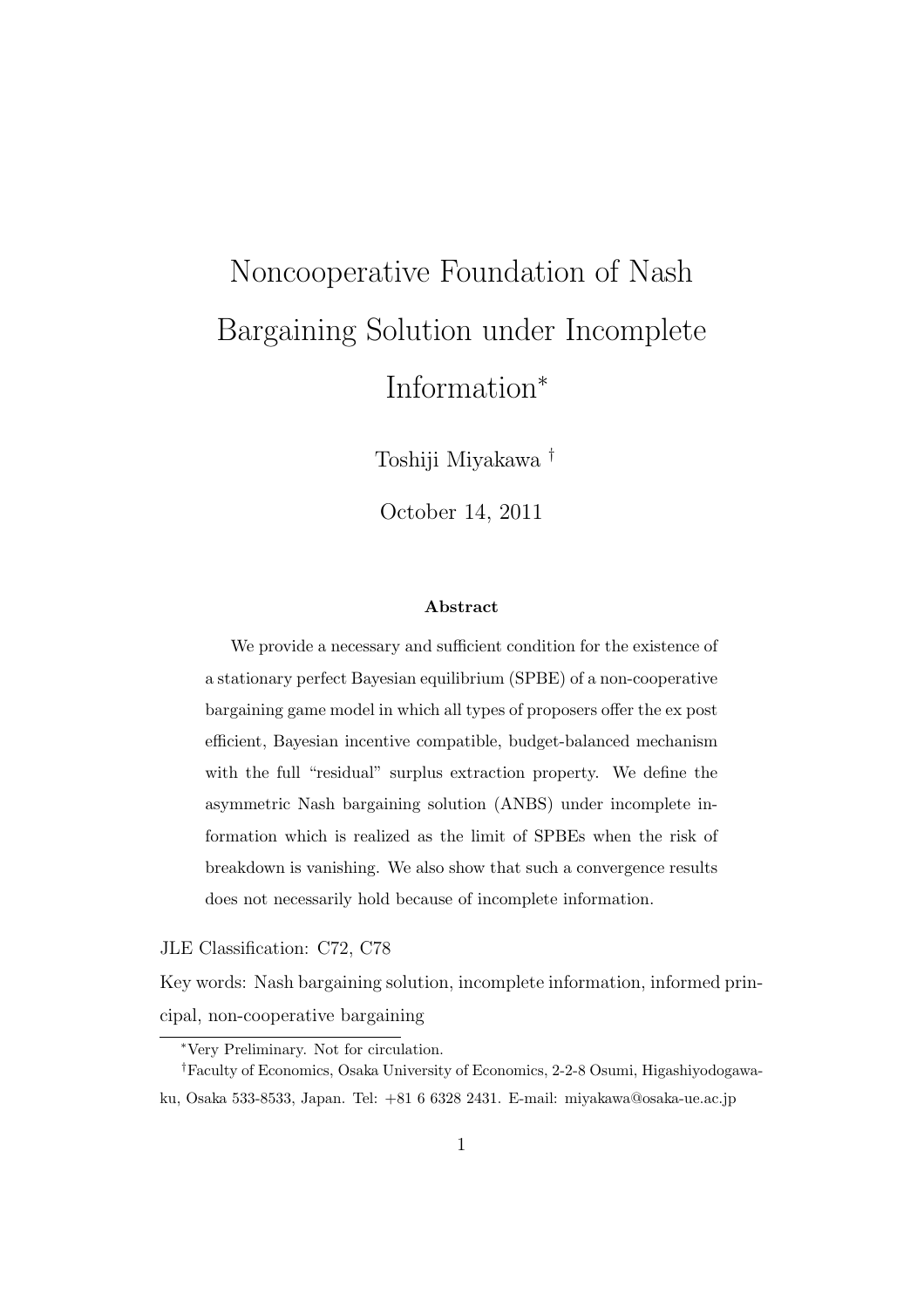# Noncooperative Foundation of Nash Bargaining Solution under Incomplete Information*

Toshiji Miyakawa †

October 14, 2011

### Abstract

We provide a necessary and sufficient condition for the existence of a stationary perfect Bayesian equilibrium (SPBE) of a non-cooperative bargaining game model in which all types of proposers offer the ex post efficient, Bayesian incentive compatible, budget-balanced mechanism with the full "residual" surplus extraction property. We define the asymmetric Nash bargaining solution (ANBS) under incomplete information which is realized as the limit of SPBEs when the risk of breakdown is vanishing. We also show that such a convergence results does not necessarily hold because of incomplete information.

JLE Classification: C72, C78

Key words: Nash bargaining solution, incomplete information, informed principal, non-cooperative bargaining

*Very Preliminary. Not for circulation.

†Faculty of Economics, Osaka University of Economics, 2-2-8 Osumi, Higashiyodogawa-ku, Osaka 533-8533, Japan. Tel: +81 6 6328 2431. E-mail: miyakawa@osaka-ue.ac.jp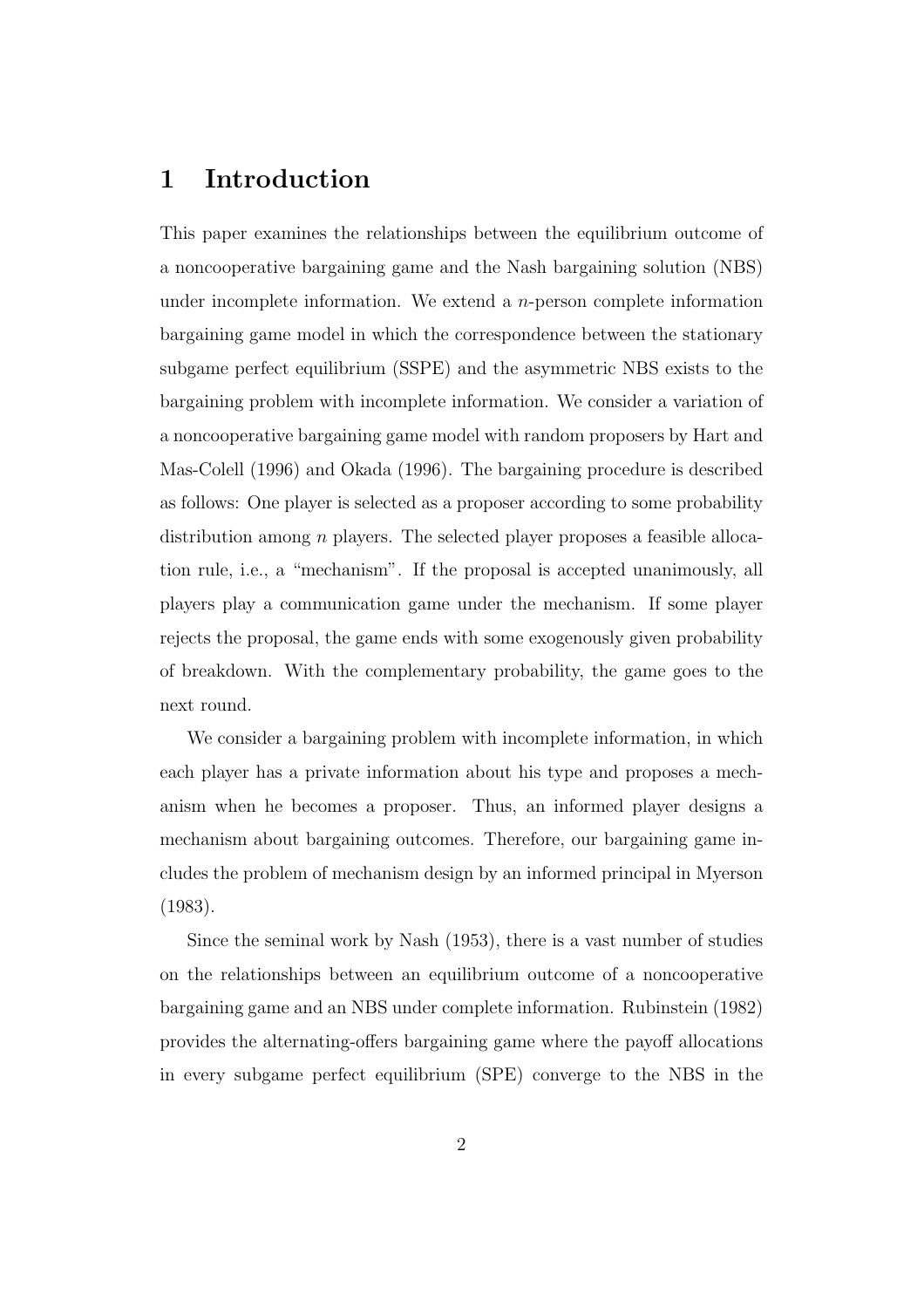# 1 Introduction

This paper examines the relationships between the equilibrium outcome of a noncooperative bargaining game and the Nash bargaining solution (NBS) under incomplete information. We extend a $n$-person complete information bargaining game model in which the correspondence between the stationary subgame perfect equilibrium (SSPE) and the asymmetric NBS exists to the bargaining problem with incomplete information. We consider a variation of a noncooperative bargaining game model with random proposers by Hart and Mas-Colell (1996) and Okada (1996). The bargaining procedure is described as follows: One player is selected as a proposer according to some probability distribution among $n$ players. The selected player proposes a feasible allocation rule, i.e., a "mechanism". If the proposal is accepted unanimously, all players play a communication game under the mechanism. If some player rejects the proposal, the game ends with some exogenously given probability of breakdown. With the complementary probability, the game goes to the next round.

We consider a bargaining problem with incomplete information, in which each player has a private information about his type and proposes a mechanism when he becomes a proposer. Thus, an informed player designs a mechanism about bargaining outcomes. Therefore, our bargaining game includes the problem of mechanism design by an informed principal in Myerson (1983).

Since the seminal work by Nash (1953), there is a vast number of studies on the relationships between an equilibrium outcome of a noncooperative bargaining game and an NBS under complete information. Rubinstein (1982) provides the alternating-offers bargaining game where the payoff allocations in every subgame perfect equilibrium (SPE) converge to the NBS in the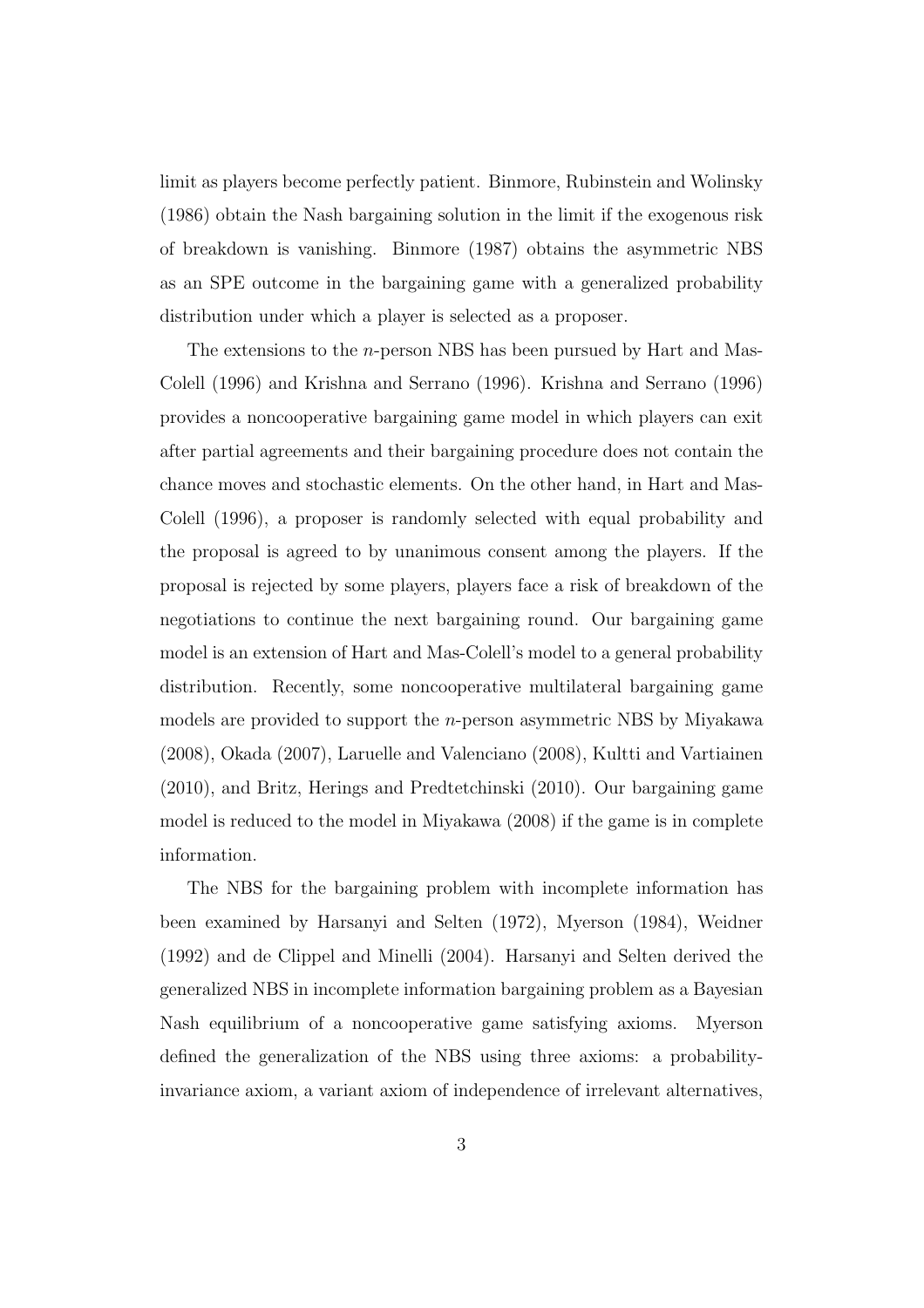limit as players become perfectly patient. Binmore, Rubinstein and Wolinsky (1986) obtain the Nash bargaining solution in the limit if the exogenous risk of breakdown is vanishing. Binmore (1987) obtains the asymmetric NBS as an SPE outcome in the bargaining game with a generalized probability distribution under which a player is selected as a proposer.

The extensions to the $n$-person NBS has been pursued by Hart and Mas-Colell (1996) and Krishna and Serrano (1996). Krishna and Serrano (1996) provides a noncooperative bargaining game model in which players can exit after partial agreements and their bargaining procedure does not contain the chance moves and stochastic elements. On the other hand, in Hart and Mas-Colell (1996), a proposer is randomly selected with equal probability and the proposal is agreed to by unanimous consent among the players. If the proposal is rejected by some players, players face a risk of breakdown of the negotiations to continue the next bargaining round. Our bargaining game model is an extension of Hart and Mas-Colell's model to a general probability distribution. Recently, some noncooperative multilateral bargaining game models are provided to support the $n$-person asymmetric NBS by Miyakawa (2008), Okada (2007), Laruelle and Valenciano (2008), Kultti and Vartiainen (2010), and Britz, Herings and Predtetchinski (2010). Our bargaining game model is reduced to the model in Miyakawa (2008) if the game is in complete information.

The NBS for the bargaining problem with incomplete information has been examined by Harsanyi and Selten (1972), Myerson (1984), Weidner (1992) and de Clippel and Minelli (2004). Harsanyi and Selten derived the generalized NBS in incomplete information bargaining problem as a Bayesian Nash equilibrium of a noncooperative game satisfying axioms. Myerson defined the generalization of the NBS using three axioms: a probability-invariance axiom, a variant axiom of independence of irrelevant alternatives,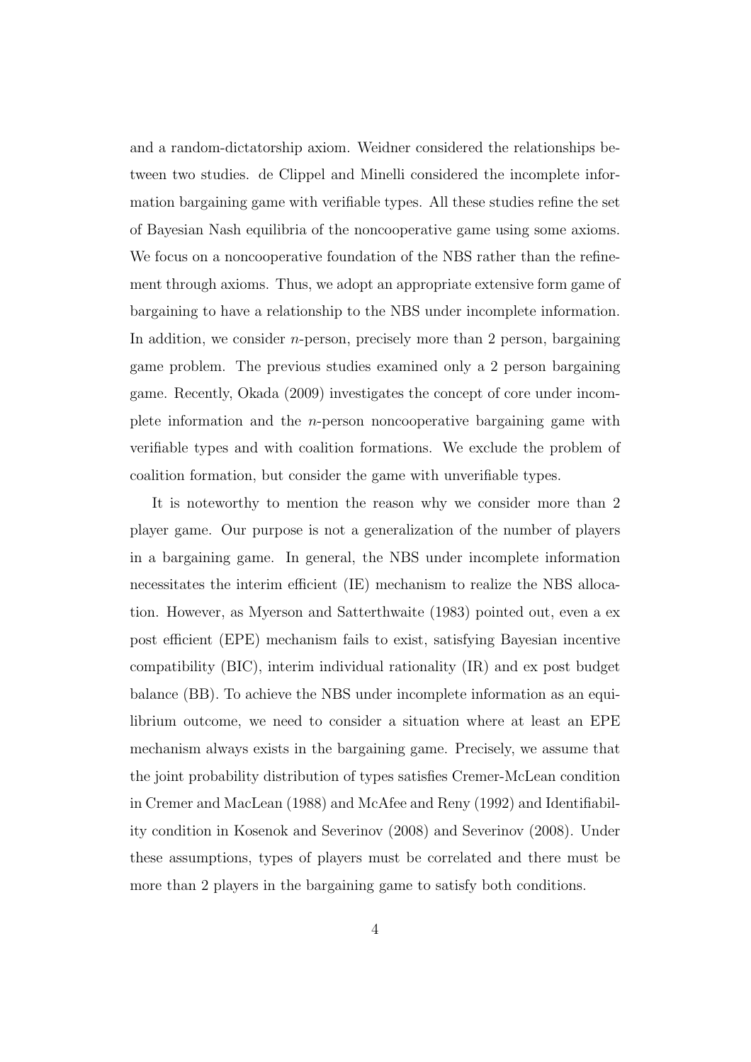and a random-dictatorship axiom. Weidner considered the relationships between two studies. de Clippel and Minelli considered the incomplete information bargaining game with verifiable types. All these studies refine the set of Bayesian Nash equilibria of the noncooperative game using some axioms. We focus on a noncooperative foundation of the NBS rather than the refinement through axioms. Thus, we adopt an appropriate extensive form game of bargaining to have a relationship to the NBS under incomplete information. In addition, we consider $n$-person, precisely more than 2 person, bargaining game problem. The previous studies examined only a 2 person bargaining game. Recently, Okada (2009) investigates the concept of core under incomplete information and the $n$-person noncooperative bargaining game with verifiable types and with coalition formations. We exclude the problem of coalition formation, but consider the game with unverifiable types.

It is noteworthy to mention the reason why we consider more than 2 player game. Our purpose is not a generalization of the number of players in a bargaining game. In general, the NBS under incomplete information necessitates the interim efficient (IE) mechanism to realize the NBS allocation. However, as Myerson and Satterthwaite (1983) pointed out, even a ex post efficient (EPE) mechanism fails to exist, satisfying Bayesian incentive compatibility (BIC), interim individual rationality (IR) and ex post budget balance (BB). To achieve the NBS under incomplete information as an equilibrium outcome, we need to consider a situation where at least an EPE mechanism always exists in the bargaining game. Precisely, we assume that the joint probability distribution of types satisfies Cremer-McLean condition in Cremer and MacLean (1988) and McAfee and Reny (1992) and Identifiability condition in Kosenok and Severinov (2008) and Severinov (2008). Under these assumptions, types of players must be correlated and there must be more than 2 players in the bargaining game to satisfy both conditions.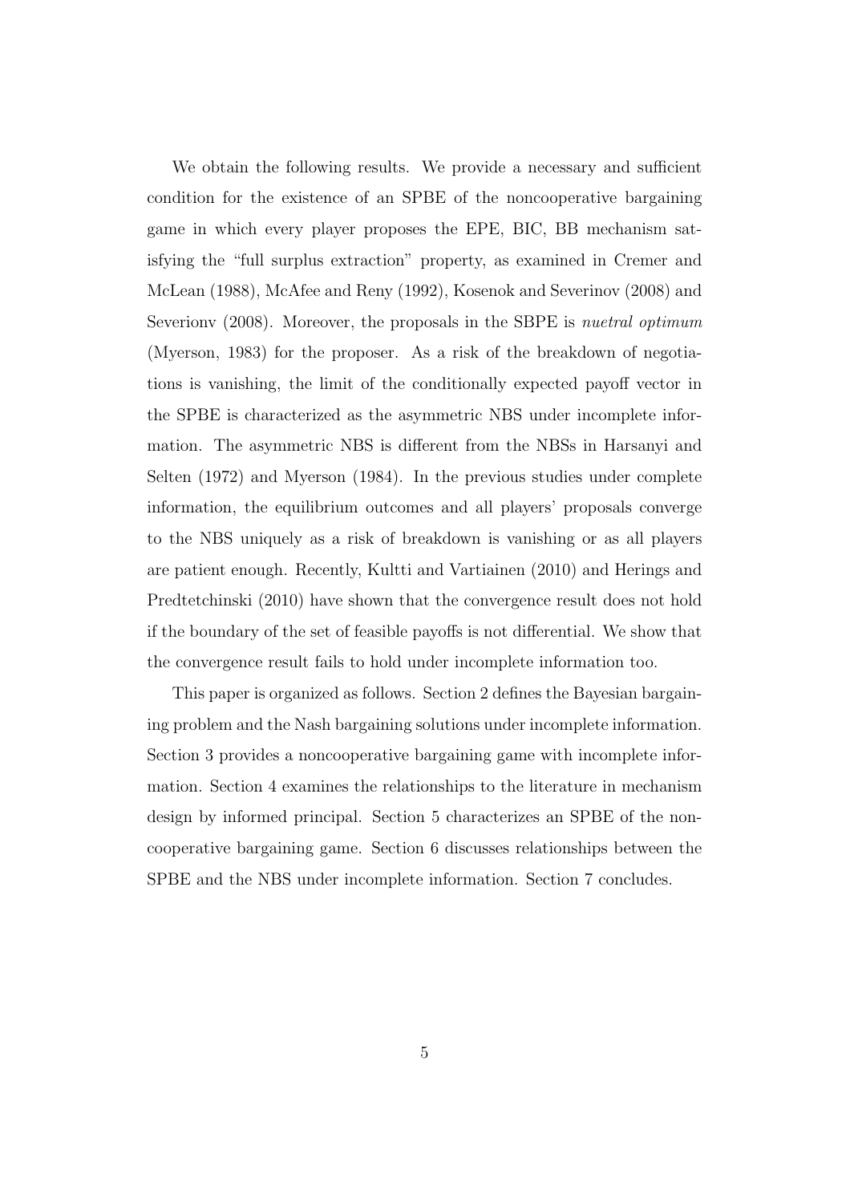We obtain the following results. We provide a necessary and sufficient condition for the existence of an SPBE of the noncooperative bargaining game in which every player proposes the EPE, BIC, BB mechanism satisfying the "full surplus extraction" property, as examined in Cremer and McLean (1988), McAfee and Reny (1992), Kosenok and Severinov (2008) and Severionv (2008). Moreover, the proposals in the SBPE is *nuetral optimum* (Myerson, 1983) for the proposer. As a risk of the breakdown of negotiations is vanishing, the limit of the conditionally expected payoff vector in the SPBE is characterized as the asymmetric NBS under incomplete information. The asymmetric NBS is different from the NBSs in Harsanyi and Selten (1972) and Myerson (1984). In the previous studies under complete information, the equilibrium outcomes and all players' proposals converge to the NBS uniquely as a risk of breakdown is vanishing or as all players are patient enough. Recently, Kultti and Vartiainen (2010) and Herings and Predtetchinski (2010) have shown that the convergence result does not hold if the boundary of the set of feasible payoffs is not differential. We show that the convergence result fails to hold under incomplete information too.

This paper is organized as follows. Section 2 defines the Bayesian bargaining problem and the Nash bargaining solutions under incomplete information. Section 3 provides a noncooperative bargaining game with incomplete information. Section 4 examines the relationships to the literature in mechanism design by informed principal. Section 5 characterizes an SPBE of the noncooperative bargaining game. Section 6 discusses relationships between the SPBE and the NBS under incomplete information. Section 7 concludes.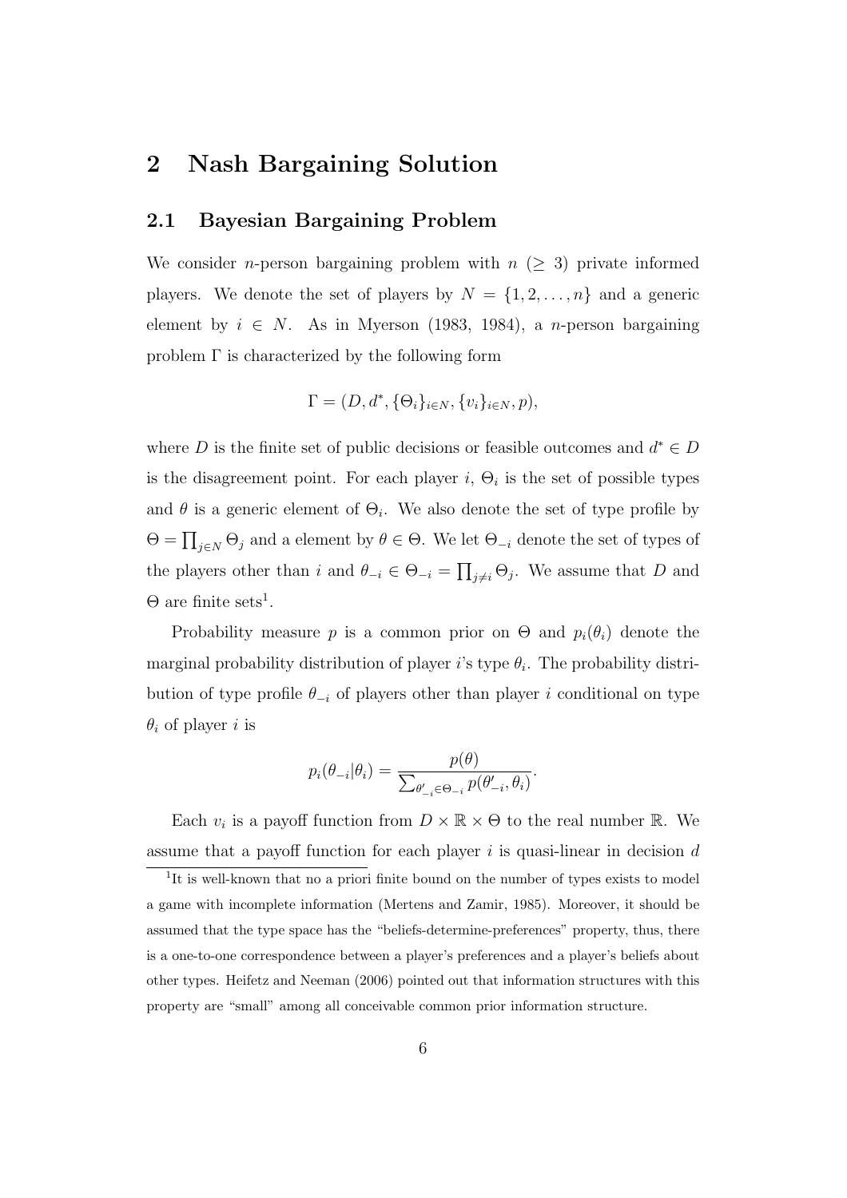## 2 Nash Bargaining Solution

### 2.1 Bayesian Bargaining Problem

We consider $n$-person bargaining problem with $n$ ($\geq 3$) private informed players. We denote the set of players by $N = \{1, 2, \ldots, n\}$ and a generic element by $i \in N$. As in Myerson (1983, 1984), a $n$-person bargaining problem $\Gamma$ is characterized by the following form

$$\Gamma = (D, d^*, \{\Theta_i\}_{i \in N}, \{v_i\}_{i \in N}, p),$$

where $D$ is the finite set of public decisions or feasible outcomes and $d^* \in D$ is the disagreement point. For each player $i$, $\Theta_i$ is the set of possible types and $\theta$ is a generic element of $\Theta_i$. We also denote the set of type profile by $\Theta = \prod_{j \in N} \Theta_j$ and a element by $\theta \in \Theta$. We let $\Theta_{-i}$ denote the set of types of the players other than $i$ and $\theta_{-i} \in \Theta_{-i} = \prod_{j \neq i} \Theta_j$. We assume that $D$ and $\Theta$ are finite sets[1].

Probability measure $p$ is a common prior on $\Theta$ and $p_i(\theta_i)$ denote the marginal probability distribution of player $i$'s type $\theta_i$. The probability distribution of type profile $\theta_{-i}$ of players other than player $i$ conditional on type $\theta_i$ of player $i$ is

$$p_i(\theta_{-i}|\theta_i) = \frac{p(\theta)}{\sum_{\theta'_{-i} \in \Theta_{-i}} p(\theta'_{-i}, \theta_i)}.$$

Each $v_i$ is a payoff function from $D \times \mathbb{R} \times \Theta$ to the real number $\mathbb{R}$. We assume that a payoff function for each player $i$ is quasi-linear in decision $d$

[1] It is well-known that no a priori finite bound on the number of types exists to model a game with incomplete information (Mertens and Zamir, 1985). Moreover, it should be assumed that the type space has the "beliefs-determine-preferences" property, thus, there is a one-to-one correspondence between a player's preferences and a player's beliefs about other types. Heifetz and Neeman (2006) pointed out that information structures with this property are "small" among all conceivable common prior information structure.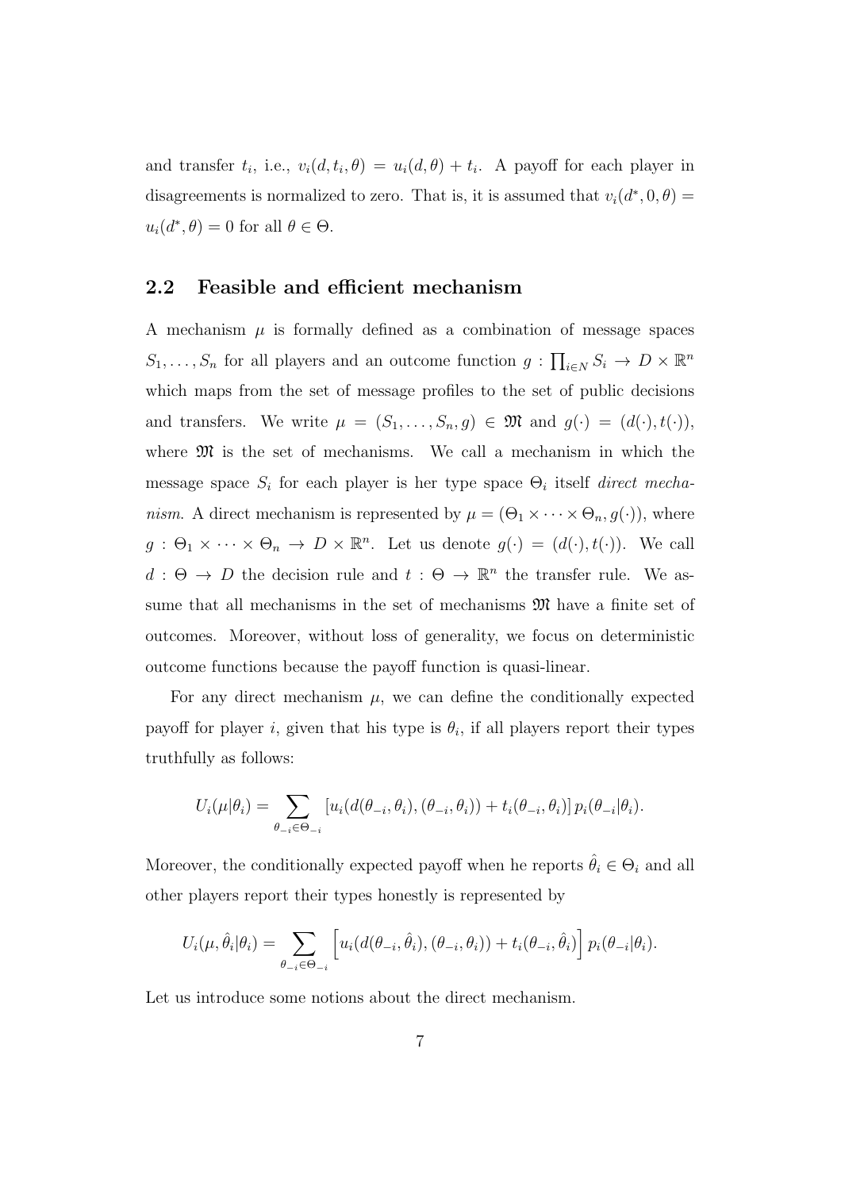and transfer $t_i$, i.e., $v_i(d, t_i, \theta) = u_i(d, \theta) + t_i$. A payoff for each player in disagreements is normalized to zero. That is, it is assumed that $v_i(d^*, 0, \theta) = u_i(d^*, \theta) = 0$ for all $\theta \in \Theta$.

## 2.2 Feasible and efficient mechanism

A mechanism $\mu$ is formally defined as a combination of message spaces $S_1, \ldots, S_n$ for all players and an outcome function $g : \prod_{i \in N} S_i \to D \times \mathbb{R}^n$ which maps from the set of message profiles to the set of public decisions and transfers. We write $\mu = (S_1, \ldots, S_n, g) \in \mathfrak{M}$ and $g(\cdot) = (d(\cdot), t(\cdot))$, where $\mathfrak{M}$ is the set of mechanisms. We call a mechanism in which the message space $S_i$ for each player is her type space $\Theta_i$ itself *direct mechanism*. A direct mechanism is represented by $\mu = (\Theta_1 \times \cdots \times \Theta_n, g(\cdot))$, where $g : \Theta_1 \times \cdots \times \Theta_n \to D \times \mathbb{R}^n$. Let us denote $g(\cdot) = (d(\cdot), t(\cdot))$. We call $d : \Theta \to D$ the decision rule and $t : \Theta \to \mathbb{R}^n$ the transfer rule. We assume that all mechanisms in the set of mechanisms $\mathfrak{M}$ have a finite set of outcomes. Moreover, without loss of generality, we focus on deterministic outcome functions because the payoff function is quasi-linear.

For any direct mechanism $\mu$, we can define the conditionally expected payoff for player $i$, given that his type is $\theta_i$, if all players report their types truthfully as follows:

$$U_i(\mu|\theta_i) = \sum_{\theta_{-i} \in \Theta_{-i}} \left[ u_i(d(\theta_{-i}, \theta_i), (\theta_{-i}, \theta_i)) + t_i(\theta_{-i}, \theta_i) \right] p_i(\theta_{-i}|\theta_i).$$

Moreover, the conditionally expected payoff when he reports $\hat{\theta}_i \in \Theta_i$ and all other players report their types honestly is represented by

$$U_i(\mu, \hat{\theta}_i|\theta_i) = \sum_{\theta_{-i} \in \Theta_{-i}} \left[ u_i(d(\theta_{-i}, \hat{\theta}_i), (\theta_{-i}, \theta_i)) + t_i(\theta_{-i}, \hat{\theta}_i) \right] p_i(\theta_{-i}|\theta_i).$$

Let us introduce some notions about the direct mechanism.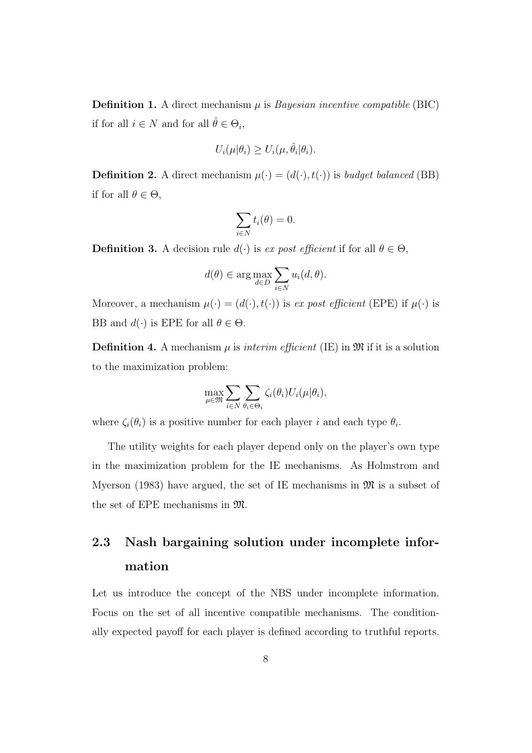**Definition 1.** A direct mechanism $\mu$ is *Bayesian incentive compatible* (BIC) if for all $i \in N$ and for all $\hat{\theta} \in \Theta_i$,

$$U_i(\mu|\theta_i) \geq U_i(\mu, \hat{\theta}_i|\theta_i).$$

**Definition 2.** A direct mechanism $\mu(\cdot) = (d(\cdot), t(\cdot))$ is *budget balanced* (BB) if for all $\theta \in \Theta$,

$$\sum_{i \in N} t_i(\theta) = 0.$$

**Definition 3.** A decision rule $d(\cdot)$ is *ex post efficient* if for all $\theta \in \Theta$,

$$d(\theta) \in \arg\max_{d \in D} \sum_{i \in N} u_i(d, \theta).$$

Moreover, a mechanism $\mu(\cdot) = (d(\cdot), t(\cdot))$ is *ex post efficient* (EPE) if $\mu(\cdot)$ is BB and $d(\cdot)$ is EPE for all $\theta \in \Theta$.

**Definition 4.** A mechanism $\mu$ is *interim efficient* (IE) in $\mathfrak{M}$ if it is a solution to the maximization problem:

$$\max_{\mu \in \mathfrak{M}} \sum_{i \in N} \sum_{\theta_i \in \Theta_i} \zeta_i(\theta_i) U_i(\mu|\theta_i),$$

where $\zeta_i(\theta_i)$ is a positive number for each player $i$ and each type $\theta_i$.

The utility weights for each player depend only on the player's own type in the maximization problem for the IE mechanisms. As Holmstrom and Myerson (1983) have argued, the set of IE mechanisms in $\mathfrak{M}$ is a subset of the set of EPE mechanisms in $\mathfrak{M}$.

## 2.3 Nash bargaining solution under incomplete information

Let us introduce the concept of the NBS under incomplete information. Focus on the set of all incentive compatible mechanisms. The conditionally expected payoff for each player is defined according to truthful reports.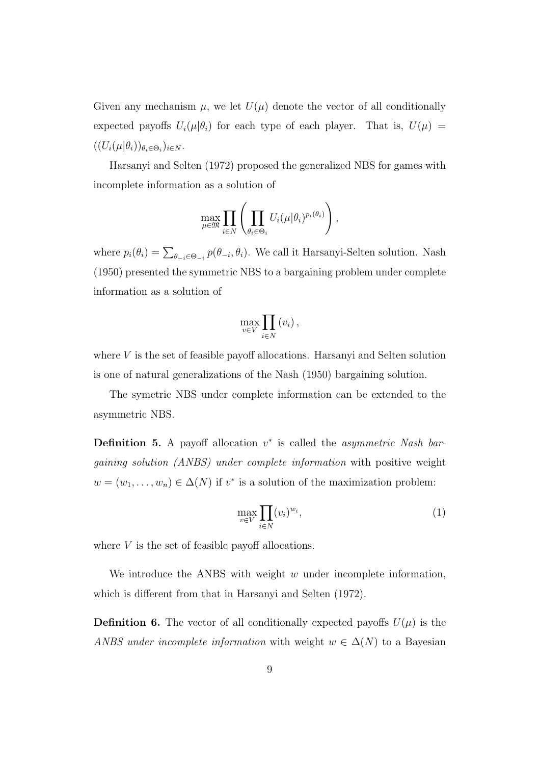Given any mechanism $\mu$, we let $U(\mu)$ denote the vector of all conditionally expected payoffs $U_i(\mu|\theta_i)$ for each type of each player. That is, $U(\mu) = ((U_i(\mu|\theta_i))_{\theta_i \in \Theta_i})_{i \in N}$.

Harsanyi and Selten (1972) proposed the generalized NBS for games with incomplete information as a solution of

$$\max_{\mu \in \mathfrak{M}} \prod_{i \in N} \left( \prod_{\theta_i \in \Theta_i} U_i(\mu|\theta_i)^{p_i(\theta_i)} \right),$$

where $p_i(\theta_i) = \sum_{\theta_{-i} \in \Theta_{-i}} p(\theta_{-i}, \theta_i)$. We call it Harsanyi-Selten solution. Nash (1950) presented the symmetric NBS to a bargaining problem under complete information as a solution of

$$\max_{v \in V} \prod_{i \in N} (v_i),$$

where $V$ is the set of feasible payoff allocations. Harsanyi and Selten solution is one of natural generalizations of the Nash (1950) bargaining solution.

The symetric NBS under complete information can be extended to the asymmetric NBS.

**Definition 5.** A payoff allocation $v^*$ is called the *asymmetric Nash bargaining solution (ANBS) under complete information* with positive weight $w = (w_1, \ldots, w_n) \in \Delta(N)$ if $v^*$ is a solution of the maximization problem:

$$\max_{v \in V} \prod_{i \in N} (v_i)^{w_i}, \tag{1}$$

where $V$ is the set of feasible payoff allocations.

We introduce the ANBS with weight $w$ under incomplete information, which is different from that in Harsanyi and Selten (1972).

**Definition 6.** The vector of all conditionally expected payoffs $U(\mu)$ is the *ANBS under incomplete information* with weight $w \in \Delta(N)$ to a Bayesian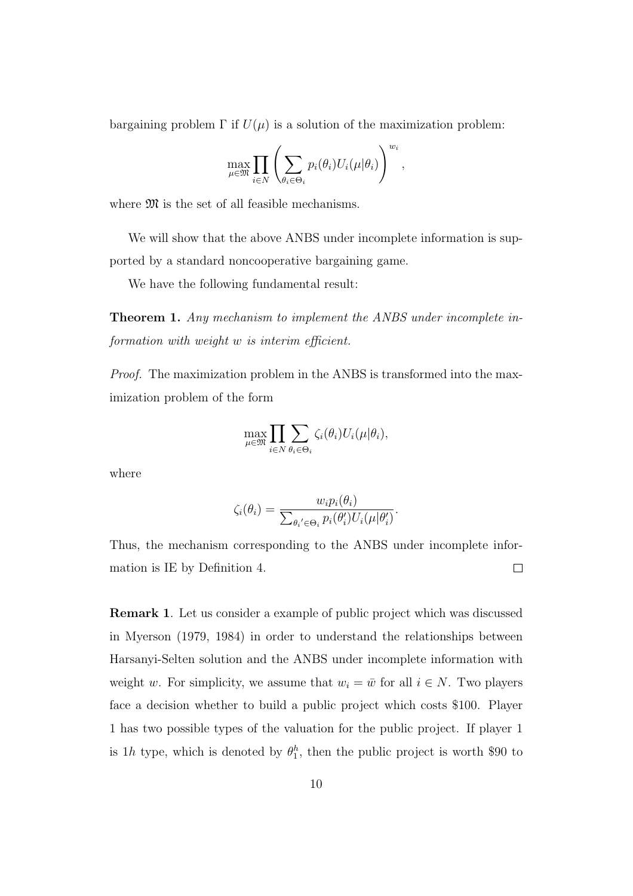bargaining problem $\Gamma$ if $U(\mu)$ is a solution of the maximization problem:

$$\max_{\mu \in \mathfrak{M}} \prod_{i \in N} \left( \sum_{\theta_i \in \Theta_i} p_i(\theta_i) U_i(\mu|\theta_i) \right)^{w_i},$$

where $\mathfrak{M}$ is the set of all feasible mechanisms.

We will show that the above ANBS under incomplete information is supported by a standard noncooperative bargaining game.

We have the following fundamental result:

**Theorem 1.** *Any mechanism to implement the ANBS under incomplete information with weight $w$ is interim efficient.*

*Proof.* The maximization problem in the ANBS is transformed into the maximization problem of the form

$$\max_{\mu \in \mathfrak{M}} \prod_{i \in N} \sum_{\theta_i \in \Theta_i} \zeta_i(\theta_i) U_i(\mu|\theta_i),$$

where

$$\zeta_i(\theta_i) = \frac{w_i p_i(\theta_i)}{\sum_{\theta_i{}' \in \Theta_i} p_i(\theta_i') U_i(\mu|\theta_i')}.$$

Thus, the mechanism corresponding to the ANBS under incomplete information is IE by Definition 4. $\square$

**Remark 1**. Let us consider a example of public project which was discussed in Myerson (1979, 1984) in order to understand the relationships between Harsanyi-Selten solution and the ANBS under incomplete information with weight $w$. For simplicity, we assume that $w_i = \bar{w}$ for all $i \in N$. Two players face a decision whether to build a public project which costs \$100. Player 1 has two possible types of the valuation for the public project. If player 1 is $1h$ type, which is denoted by $\theta_1^h$, then the public project is worth \$90 to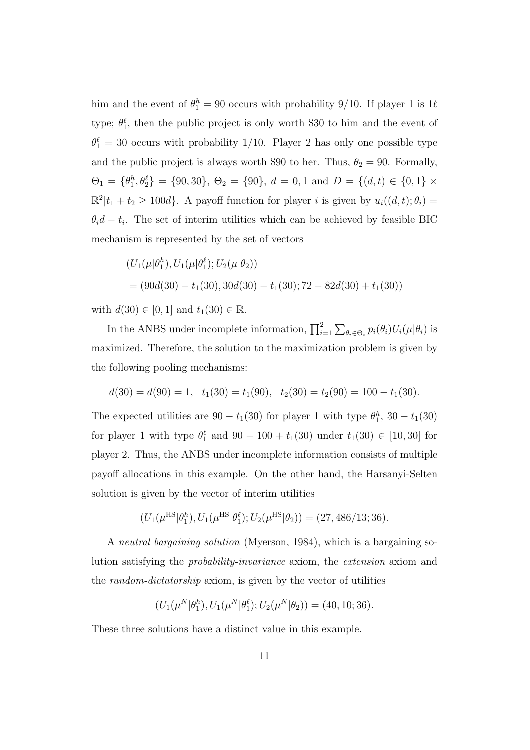him and the event of $\theta_1^h = 90$ occurs with probability $9/10$. If player 1 is $1\ell$ type; $\theta_1^\ell$, then the public project is only worth \$30 to him and the event of $\theta_1^\ell = 30$ occurs with probability $1/10$. Player 2 has only one possible type and the public project is always worth \$90 to her. Thus, $\theta_2 = 90$. Formally, $\Theta_1 = \{\theta_1^h, \theta_2^\ell\} = \{90, 30\}$, $\Theta_2 = \{90\}$, $d = 0, 1$ and $D = \{(d, t) \in \{0, 1\} \times \mathbb{R}^2 | t_1 + t_2 \geq 100d\}$. A payoff function for player $i$ is given by $u_i((d, t); \theta_i) = \theta_i d - t_i$. The set of interim utilities which can be achieved by feasible BIC mechanism is represented by the set of vectors

$$\begin{aligned}
&(U_1(\mu|\theta_1^h), U_1(\mu|\theta_1^\ell); U_2(\mu|\theta_2)) \\
&= (90d(30) - t_1(30), 30d(30) - t_1(30); 72 - 82d(30) + t_1(30))
\end{aligned}$$

with $d(30) \in [0, 1]$ and $t_1(30) \in \mathbb{R}$.

In the ANBS under incomplete information, $\prod_{i=1}^{2} \sum_{\theta_i \in \Theta_i} p_i(\theta_i) U_i(\mu|\theta_i)$ is maximized. Therefore, the solution to the maximization problem is given by the following pooling mechanisms:

$$d(30) = d(90) = 1, \quad t_1(30) = t_1(90), \quad t_2(30) = t_2(90) = 100 - t_1(30).$$

The expected utilities are $90 - t_1(30)$ for player 1 with type $\theta_1^h$, $30 - t_1(30)$ for player 1 with type $\theta_1^\ell$ and $90 - 100 + t_1(30)$ under $t_1(30) \in [10, 30]$ for player 2. Thus, the ANBS under incomplete information consists of multiple payoff allocations in this example. On the other hand, the Harsanyi-Selten solution is given by the vector of interim utilities

$$(U_1(\mu^{\text{HS}}|\theta_1^h), U_1(\mu^{\text{HS}}|\theta_1^\ell); U_2(\mu^{\text{HS}}|\theta_2)) = (27, 486/13; 36).$$

A *neutral bargaining solution* (Myerson, 1984), which is a bargaining solution satisfying the *probability-invariance* axiom, the *extension* axiom and the *random-dictatorship* axiom, is given by the vector of utilities

$$(U_1(\mu^N|\theta_1^h), U_1(\mu^N|\theta_1^\ell); U_2(\mu^N|\theta_2)) = (40, 10; 36).$$

These three solutions have a distinct value in this example.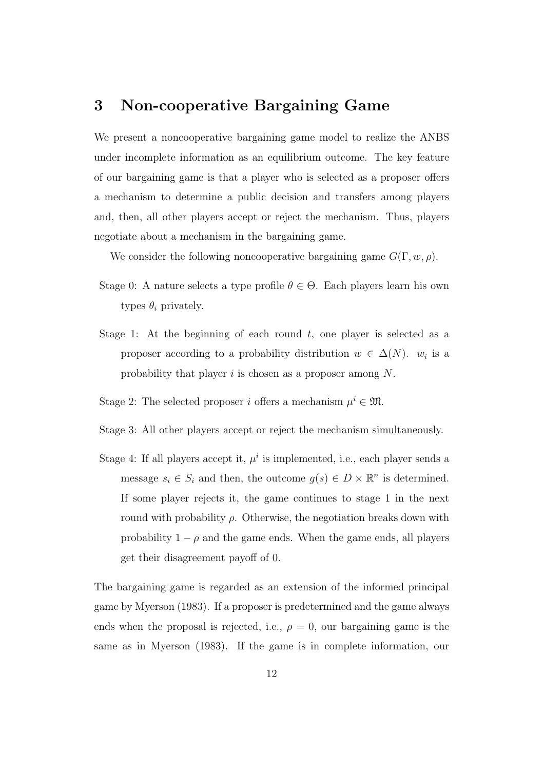# 3 Non-cooperative Bargaining Game

We present a noncooperative bargaining game model to realize the ANBS under incomplete information as an equilibrium outcome. The key feature of our bargaining game is that a player who is selected as a proposer offers a mechanism to determine a public decision and transfers among players and, then, all other players accept or reject the mechanism. Thus, players negotiate about a mechanism in the bargaining game.

We consider the following noncooperative bargaining game $G(\Gamma, w, \rho)$.

- Stage 0: A nature selects a type profile $\theta \in \Theta$. Each players learn his own types $\theta_i$ privately.

- Stage 1: At the beginning of each round $t$, one player is selected as a proposer according to a probability distribution $w \in \Delta(N)$. $w_i$ is a probability that player $i$ is chosen as a proposer among $N$.

- Stage 2: The selected proposer $i$ offers a mechanism $\mu^i \in \mathfrak{M}$.

- Stage 3: All other players accept or reject the mechanism simultaneously.

- Stage 4: If all players accept it, $\mu^i$ is implemented, i.e., each player sends a message $s_i \in S_i$ and then, the outcome $g(s) \in D \times \mathbb{R}^n$ is determined. If some player rejects it, the game continues to stage 1 in the next round with probability $\rho$. Otherwise, the negotiation breaks down with probability $1 - \rho$ and the game ends. When the game ends, all players get their disagreement payoff of 0.

The bargaining game is regarded as an extension of the informed principal game by Myerson (1983). If a proposer is predetermined and the game always ends when the proposal is rejected, i.e., $\rho = 0$, our bargaining game is the same as in Myerson (1983). If the game is in complete information, our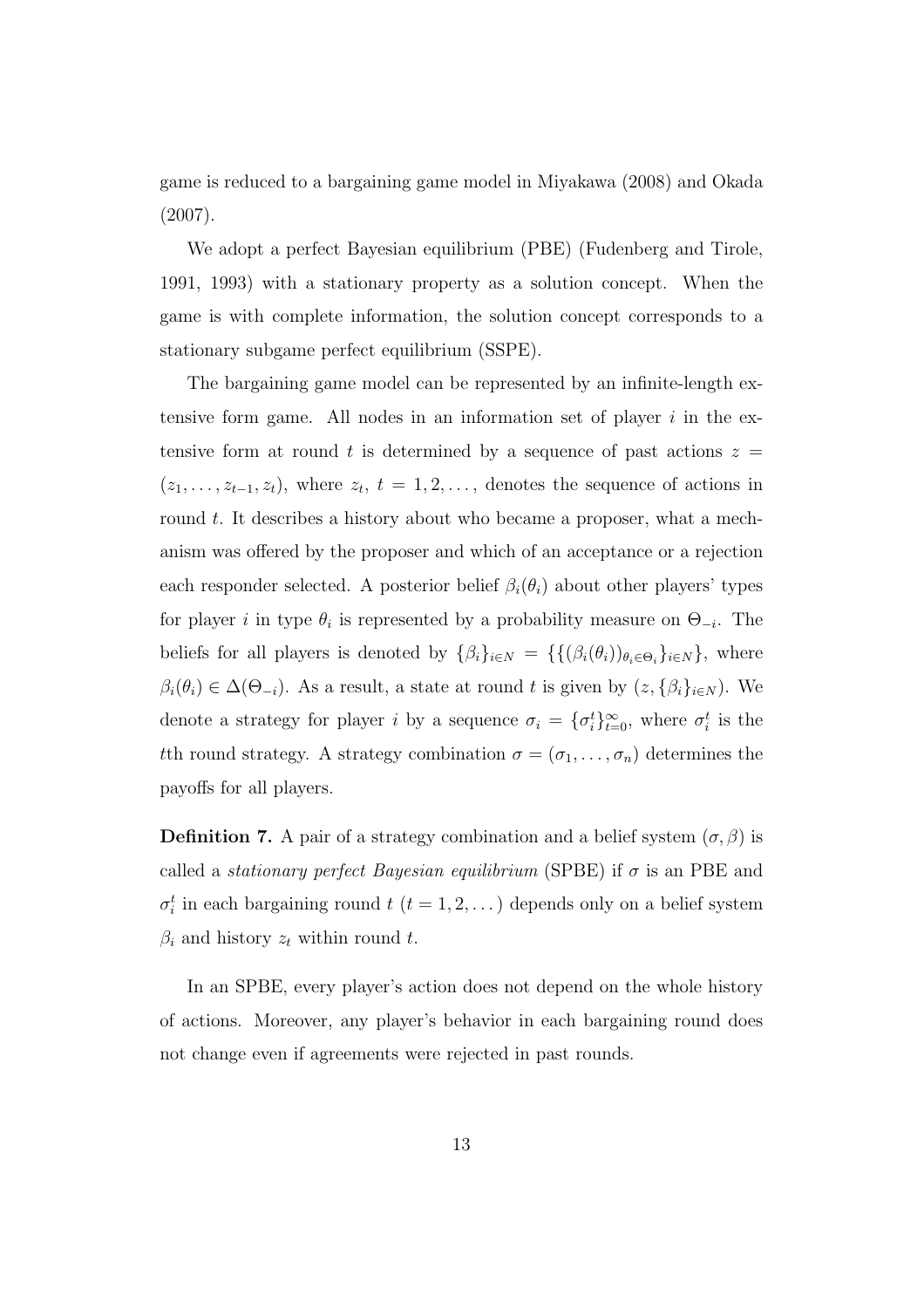game is reduced to a bargaining game model in Miyakawa (2008) and Okada (2007).

We adopt a perfect Bayesian equilibrium (PBE) (Fudenberg and Tirole, 1991, 1993) with a stationary property as a solution concept. When the game is with complete information, the solution concept corresponds to a stationary subgame perfect equilibrium (SSPE).

The bargaining game model can be represented by an infinite-length extensive form game. All nodes in an information set of player $i$ in the extensive form at round $t$ is determined by a sequence of past actions $z = (z_1, \dots, z_{t-1}, z_t)$, where $z_t$, $t = 1, 2, \dots$, denotes the sequence of actions in round $t$. It describes a history about who became a proposer, what a mechanism was offered by the proposer and which of an acceptance or a rejection each responder selected. A posterior belief $\beta_i(\theta_i)$ about other players' types for player $i$ in type $\theta_i$ is represented by a probability measure on $\Theta_{-i}$. The beliefs for all players is denoted by $\{\beta_i\}_{i \in N} = \{\{(\beta_i(\theta_i))_{\theta_i \in \Theta_i}\}_{i \in N}\}$, where $\beta_i(\theta_i) \in \Delta(\Theta_{-i})$. As a result, a state at round $t$ is given by $(z, \{\beta_i\}_{i \in N})$. We denote a strategy for player $i$ by a sequence $\sigma_i = \{\sigma_i^t\}_{t=0}^{\infty}$, where $\sigma_i^t$ is the $t$th round strategy. A strategy combination $\sigma = (\sigma_1, \dots, \sigma_n)$ determines the payoffs for all players.

**Definition 7.** A pair of a strategy combination and a belief system $(\sigma, \beta)$ is called a *stationary perfect Bayesian equilibrium* (SPBE) if $\sigma$ is an PBE and $\sigma_i^t$ in each bargaining round $t$ $(t = 1, 2, \dots)$ depends only on a belief system $\beta_i$ and history $z_t$ within round $t$.

In an SPBE, every player's action does not depend on the whole history of actions. Moreover, any player's behavior in each bargaining round does not change even if agreements were rejected in past rounds.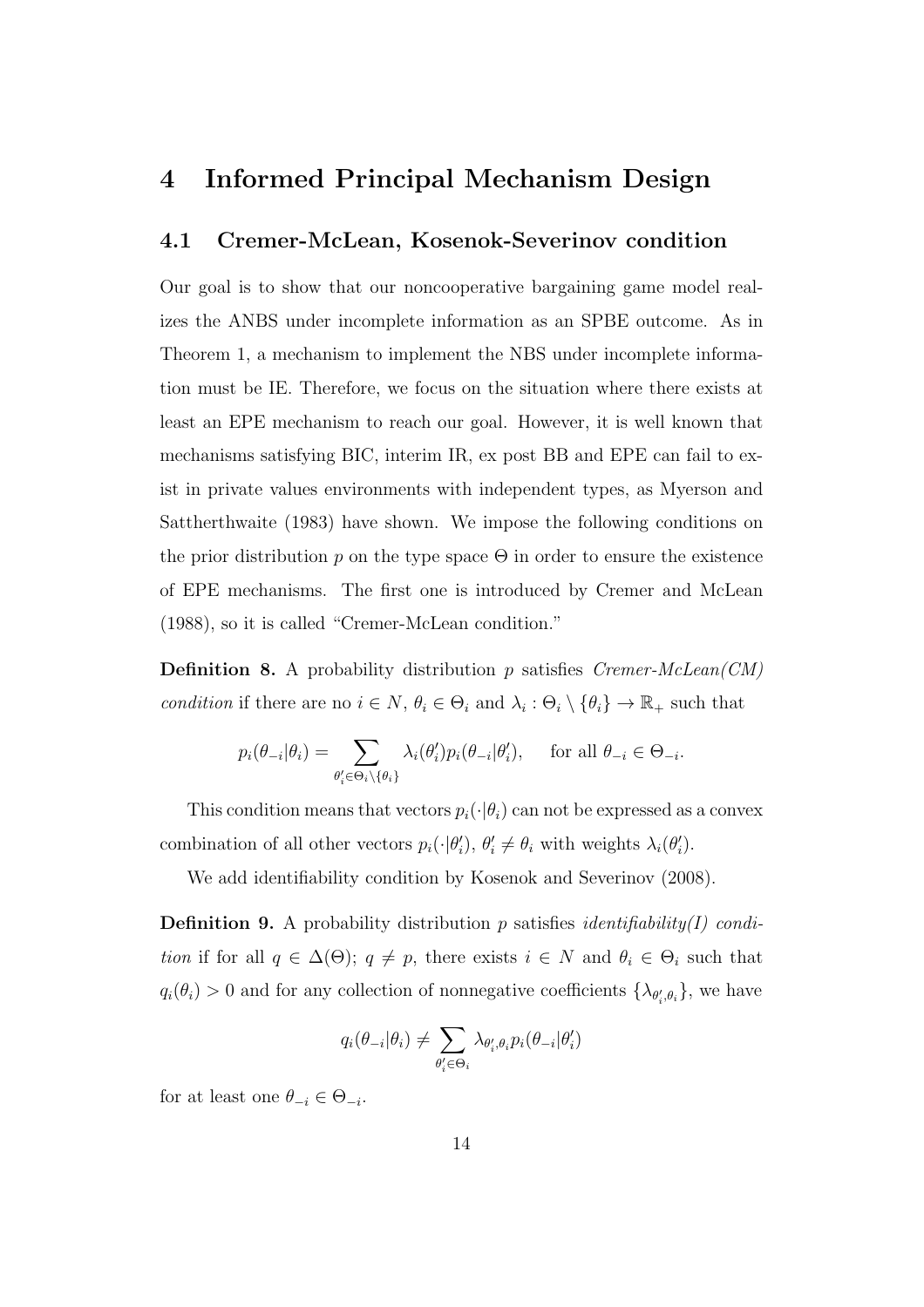# 4 Informed Principal Mechanism Design

## 4.1 Cremer-McLean, Kosenok-Severinov condition

Our goal is to show that our noncooperative bargaining game model realizes the ANBS under incomplete information as an SPBE outcome. As in Theorem 1, a mechanism to implement the NBS under incomplete information must be IE. Therefore, we focus on the situation where there exists at least an EPE mechanism to reach our goal. However, it is well known that mechanisms satisfying BIC, interim IR, ex post BB and EPE can fail to exist in private values environments with independent types, as Myerson and Sattherthwaite (1983) have shown. We impose the following conditions on the prior distribution $p$ on the type space $\Theta$ in order to ensure the existence of EPE mechanisms. The first one is introduced by Cremer and McLean (1988), so it is called "Cremer-McLean condition."

**Definition 8.** A probability distribution $p$ satisfies *Cremer-McLean(CM) condition* if there are no $i \in N$, $\theta_i \in \Theta_i$ and $\lambda_i : \Theta_i \setminus \{\theta_i\} \to \mathbb{R}_+$ such that

$$p_i(\theta_{-i}|\theta_i) = \sum_{\theta_i' \in \Theta_i \setminus \{\theta_i\}} \lambda_i(\theta_i') p_i(\theta_{-i}|\theta_i'), \quad \text{ for all } \theta_{-i} \in \Theta_{-i}.$$

This condition means that vectors $p_i(\cdot|\theta_i)$ can not be expressed as a convex combination of all other vectors $p_i(\cdot|\theta_i')$, $\theta_i' \neq \theta_i$ with weights $\lambda_i(\theta_i')$.

We add identifiability condition by Kosenok and Severinov (2008).

**Definition 9.** A probability distribution $p$ satisfies *identifiability(I) condition* if for all $q \in \Delta(\Theta)$; $q \neq p$, there exists $i \in N$ and $\theta_i \in \Theta_i$ such that $q_i(\theta_i) > 0$ and for any collection of nonnegative coefficients $\{\lambda_{\theta_i',\theta_i}\}$, we have

$$q_i(\theta_{-i}|\theta_i) \neq \sum_{\theta_i' \in \Theta_i} \lambda_{\theta_i',\theta_i} p_i(\theta_{-i}|\theta_i')$$

for at least one $\theta_{-i} \in \Theta_{-i}$.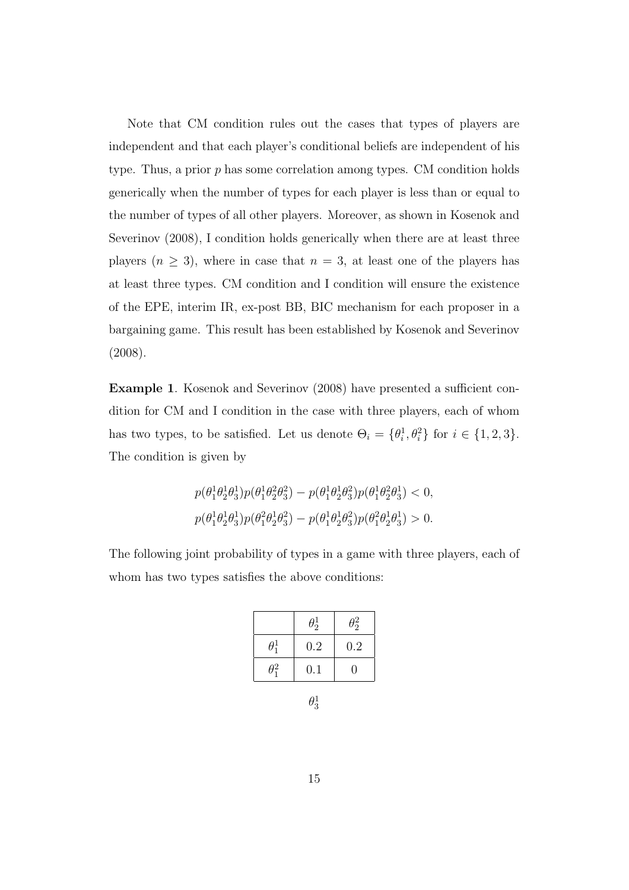Note that CM condition rules out the cases that types of players are independent and that each player's conditional beliefs are independent of his type. Thus, a prior $p$ has some correlation among types. CM condition holds generically when the number of types for each player is less than or equal to the number of types of all other players. Moreover, as shown in Kosenok and Severinov (2008), I condition holds generically when there are at least three players ($n \geq 3$), where in case that $n = 3$, at least one of the players has at least three types. CM condition and I condition will ensure the existence of the EPE, interim IR, ex-post BB, BIC mechanism for each proposer in a bargaining game. This result has been established by Kosenok and Severinov (2008).

**Example 1**. Kosenok and Severinov (2008) have presented a sufficient condition for CM and I condition in the case with three players, each of whom has two types, to be satisfied. Let us denote $\Theta_i = \{\theta_i^1, \theta_i^2\}$ for $i \in \{1, 2, 3\}$. The condition is given by

$$p(\theta_1^1\theta_2^1\theta_3^1)p(\theta_1^1\theta_2^2\theta_3^2) - p(\theta_1^1\theta_2^1\theta_3^2)p(\theta_1^1\theta_2^2\theta_3^1) < 0,$$
$$p(\theta_1^1\theta_2^1\theta_3^1)p(\theta_1^2\theta_2^1\theta_3^2) - p(\theta_1^1\theta_2^1\theta_3^2)p(\theta_1^2\theta_2^1\theta_3^1) > 0.$$

The following joint probability of types in a game with three players, each of whom has two types satisfies the above conditions:

| | $\theta_2^1$ | $\theta_2^2$ |
|---|---|---|
| $\theta_1^1$ | 0.2 | 0.2 |
| $\theta_1^2$ | 0.1 | 0 |

$\theta_3^1$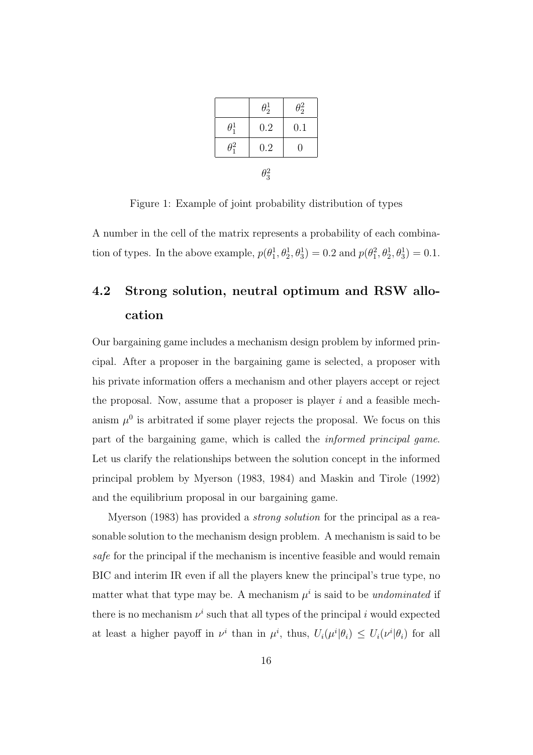|  | $\theta_2^1$ | $\theta_2^2$ |
|---|---|---|
| $\theta_1^1$ | 0.2 | 0.1 |
| $\theta_1^2$ | 0.2 | 0 |

$\theta_3^2$

Figure 1: Example of joint probability distribution of types

A number in the cell of the matrix represents a probability of each combination of types. In the above example, $p(\theta_1^1, \theta_2^1, \theta_3^1) = 0.2$ and $p(\theta_1^2, \theta_2^1, \theta_3^1) = 0.1$.

## 4.2 Strong solution, neutral optimum and RSW allocation

Our bargaining game includes a mechanism design problem by informed principal. After a proposer in the bargaining game is selected, a proposer with his private information offers a mechanism and other players accept or reject the proposal. Now, assume that a proposer is player $i$ and a feasible mechanism $\mu^0$ is arbitrated if some player rejects the proposal. We focus on this part of the bargaining game, which is called the *informed principal game*. Let us clarify the relationships between the solution concept in the informed principal problem by Myerson (1983, 1984) and Maskin and Tirole (1992) and the equilibrium proposal in our bargaining game.

Myerson (1983) has provided a *strong solution* for the principal as a reasonable solution to the mechanism design problem. A mechanism is said to be *safe* for the principal if the mechanism is incentive feasible and would remain BIC and interim IR even if all the players knew the principal's true type, no matter what that type may be. A mechanism $\mu^i$ is said to be *undominated* if there is no mechanism $\nu^i$ such that all types of the principal $i$ would expected at least a higher payoff in $\nu^i$ than in $\mu^i$, thus, $U_i(\mu^i|\theta_i) \leq U_i(\nu^i|\theta_i)$ for all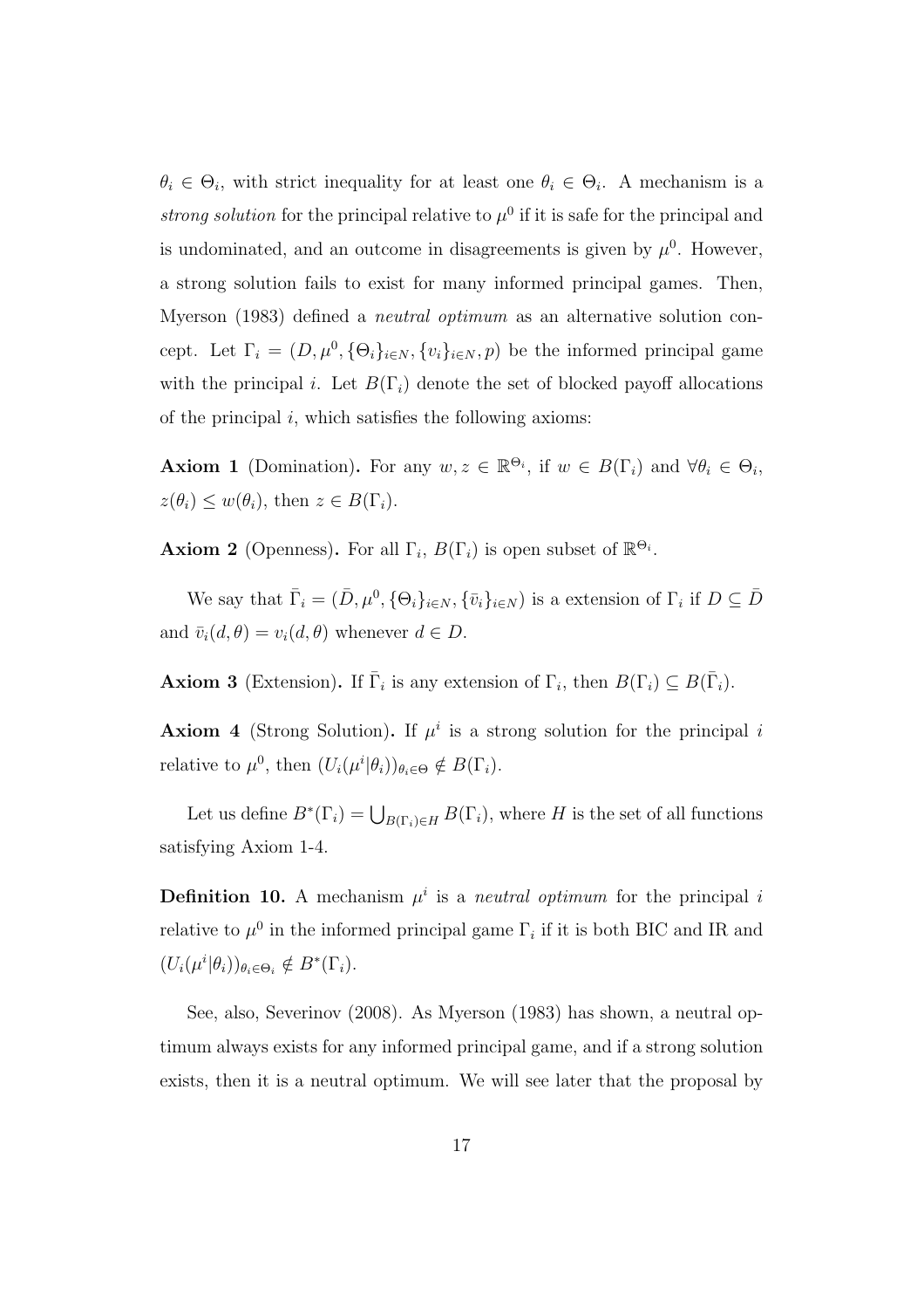$\theta_i \in \Theta_i$, with strict inequality for at least one $\theta_i \in \Theta_i$. A mechanism is a *strong solution* for the principal relative to $\mu^0$ if it is safe for the principal and is undominated, and an outcome in disagreements is given by $\mu^0$. However, a strong solution fails to exist for many informed principal games. Then, Myerson (1983) defined a *neutral optimum* as an alternative solution concept. Let $\Gamma_i = (D, \mu^0, \{\Theta_i\}_{i\in N}, \{v_i\}_{i\in N}, p)$ be the informed principal game with the principal $i$. Let $B(\Gamma_i)$ denote the set of blocked payoff allocations of the principal $i$, which satisfies the following axioms:

**Axiom 1** (Domination)**.** For any $w, z \in \mathbb{R}^{\Theta_i}$, if $w \in B(\Gamma_i)$ and $\forall \theta_i \in \Theta_i$, $z(\theta_i) \leq w(\theta_i)$, then $z \in B(\Gamma_i)$.

**Axiom 2** (Openness)**.** For all $\Gamma_i$, $B(\Gamma_i)$ is open subset of $\mathbb{R}^{\Theta_i}$.

We say that $\bar{\Gamma}_i = (\bar{D}, \mu^0, \{\Theta_i\}_{i\in N}, \{\bar{v}_i\}_{i\in N})$ is a extension of $\Gamma_i$ if $D \subseteq \bar{D}$ and $\bar{v}_i(d,\theta) = v_i(d,\theta)$ whenever $d \in D$.

**Axiom 3** (Extension)**.** If $\bar{\Gamma}_i$ is any extension of $\Gamma_i$, then $B(\Gamma_i) \subseteq B(\bar{\Gamma}_i)$.

**Axiom 4** (Strong Solution)**.** If $\mu^i$ is a strong solution for the principal $i$ relative to $\mu^0$, then $(U_i(\mu^i|\theta_i))_{\theta_i \in \Theta} \notin B(\Gamma_i)$.

Let us define $B^*(\Gamma_i) = \bigcup_{B(\Gamma_i)\in H} B(\Gamma_i)$, where $H$ is the set of all functions satisfying Axiom 1-4.

**Definition 10.** A mechanism $\mu^i$ is a *neutral optimum* for the principal $i$ relative to $\mu^0$ in the informed principal game $\Gamma_i$ if it is both BIC and IR and $(U_i(\mu^i|\theta_i))_{\theta_i \in \Theta_i} \notin B^*(\Gamma_i)$.

See, also, Severinov (2008). As Myerson (1983) has shown, a neutral optimum always exists for any informed principal game, and if a strong solution exists, then it is a neutral optimum. We will see later that the proposal by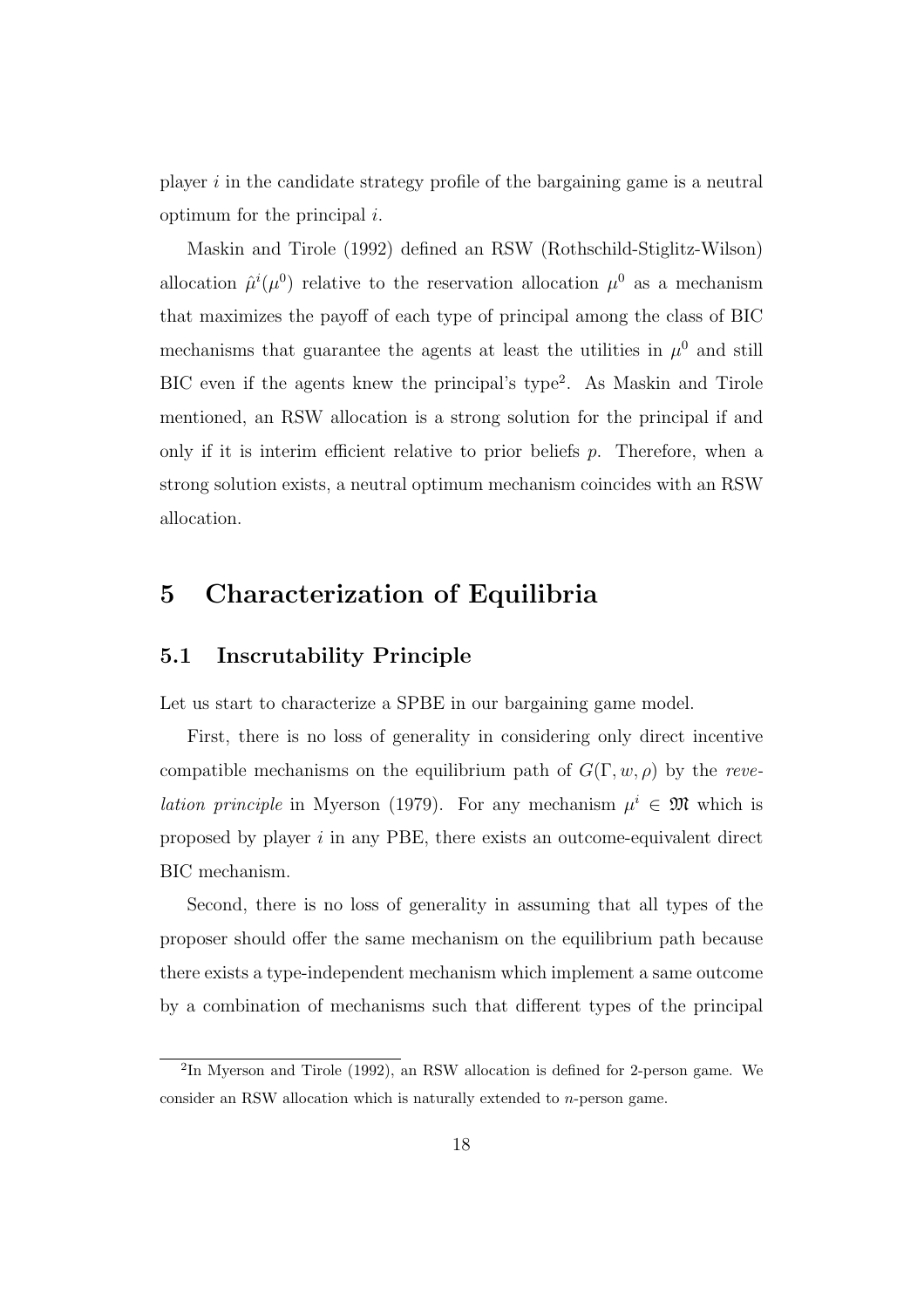player $i$ in the candidate strategy profile of the bargaining game is a neutral optimum for the principal $i$.

Maskin and Tirole (1992) defined an RSW (Rothschild-Stiglitz-Wilson) allocation $\hat{\mu}^i(\mu^0)$ relative to the reservation allocation $\mu^0$ as a mechanism that maximizes the payoff of each type of principal among the class of BIC mechanisms that guarantee the agents at least the utilities in $\mu^0$ and still BIC even if the agents knew the principal's type[2]. As Maskin and Tirole mentioned, an RSW allocation is a strong solution for the principal if and only if it is interim efficient relative to prior beliefs $p$. Therefore, when a strong solution exists, a neutral optimum mechanism coincides with an RSW allocation.

# 5 Characterization of Equilibria

## 5.1 Inscrutability Principle

Let us start to characterize a SPBE in our bargaining game model.

First, there is no loss of generality in considering only direct incentive compatible mechanisms on the equilibrium path of $G(\Gamma, w, \rho)$ by the *revelation principle* in Myerson (1979). For any mechanism $\mu^i \in \mathfrak{M}$ which is proposed by player $i$ in any PBE, there exists an outcome-equivalent direct BIC mechanism.

Second, there is no loss of generality in assuming that all types of the proposer should offer the same mechanism on the equilibrium path because there exists a type-independent mechanism which implement a same outcome by a combination of mechanisms such that different types of the principal

[2] In Myerson and Tirole (1992), an RSW allocation is defined for 2-person game. We consider an RSW allocation which is naturally extended to $n$-person game.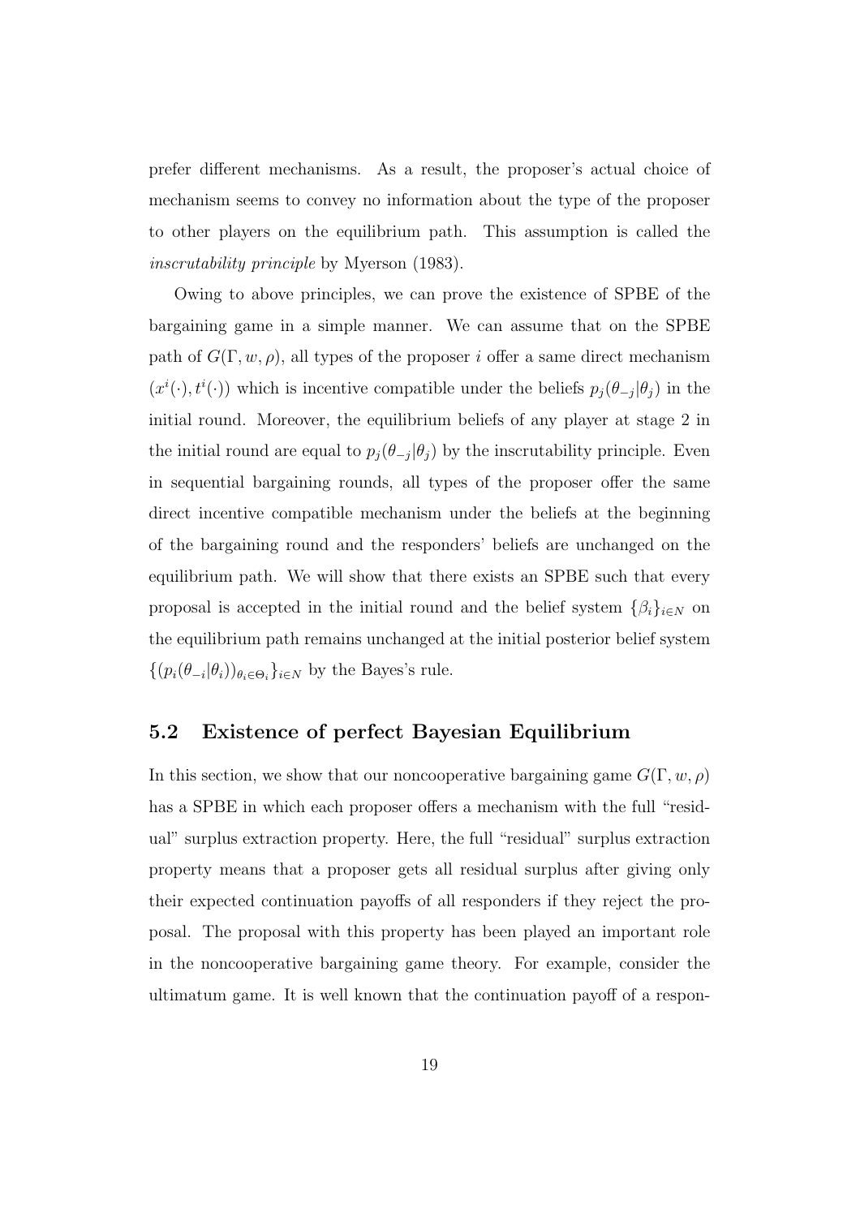prefer different mechanisms. As a result, the proposer's actual choice of mechanism seems to convey no information about the type of the proposer to other players on the equilibrium path. This assumption is called the *inscrutability principle* by Myerson (1983).

Owing to above principles, we can prove the existence of SPBE of the bargaining game in a simple manner. We can assume that on the SPBE path of $G(\Gamma, w, \rho)$, all types of the proposer $i$ offer a same direct mechanism $(x^i(\cdot), t^i(\cdot))$ which is incentive compatible under the beliefs $p_j(\theta_{-j}|\theta_j)$ in the initial round. Moreover, the equilibrium beliefs of any player at stage 2 in the initial round are equal to $p_j(\theta_{-j}|\theta_j)$ by the inscrutability principle. Even in sequential bargaining rounds, all types of the proposer offer the same direct incentive compatible mechanism under the beliefs at the beginning of the bargaining round and the responders' beliefs are unchanged on the equilibrium path. We will show that there exists an SPBE such that every proposal is accepted in the initial round and the belief system $\{\beta_i\}_{i \in N}$ on the equilibrium path remains unchanged at the initial posterior belief system $\{(p_i(\theta_{-i}|\theta_i))_{\theta_i \in \Theta_i}\}_{i \in N}$ by the Bayes's rule.

## 5.2 Existence of perfect Bayesian Equilibrium

In this section, we show that our noncooperative bargaining game $G(\Gamma, w, \rho)$ has a SPBE in which each proposer offers a mechanism with the full "residual" surplus extraction property. Here, the full "residual" surplus extraction property means that a proposer gets all residual surplus after giving only their expected continuation payoffs of all responders if they reject the proposal. The proposal with this property has been played an important role in the noncooperative bargaining game theory. For example, consider the ultimatum game. It is well known that the continuation payoff of a respon-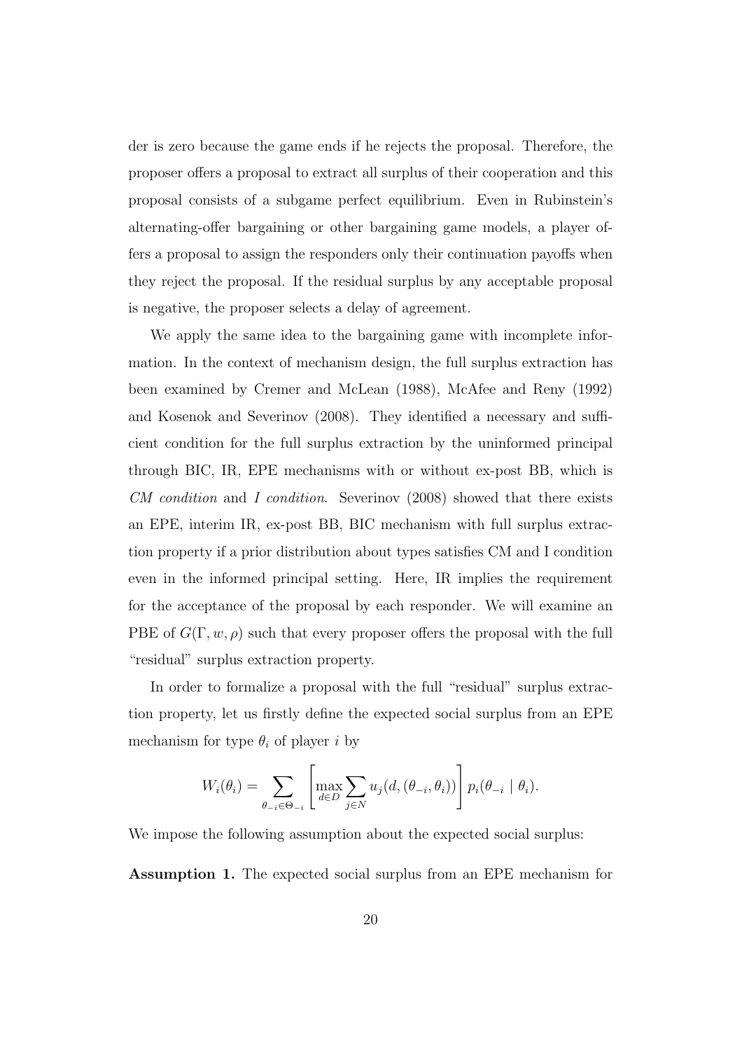der is zero because the game ends if he rejects the proposal. Therefore, the proposer offers a proposal to extract all surplus of their cooperation and this proposal consists of a subgame perfect equilibrium. Even in Rubinstein's alternating-offer bargaining or other bargaining game models, a player offers a proposal to assign the responders only their continuation payoffs when they reject the proposal. If the residual surplus by any acceptable proposal is negative, the proposer selects a delay of agreement.

We apply the same idea to the bargaining game with incomplete information. In the context of mechanism design, the full surplus extraction has been examined by Cremer and McLean (1988), McAfee and Reny (1992) and Kosenok and Severinov (2008). They identified a necessary and sufficient condition for the full surplus extraction by the uninformed principal through BIC, IR, EPE mechanisms with or without ex-post BB, which is *CM condition* and *I condition*. Severinov (2008) showed that there exists an EPE, interim IR, ex-post BB, BIC mechanism with full surplus extraction property if a prior distribution about types satisfies CM and I condition even in the informed principal setting. Here, IR implies the requirement for the acceptance of the proposal by each responder. We will examine an PBE of $G(\Gamma, w, \rho)$ such that every proposer offers the proposal with the full "residual" surplus extraction property.

In order to formalize a proposal with the full "residual" surplus extraction property, let us firstly define the expected social surplus from an EPE mechanism for type $\theta_i$ of player $i$ by

$$W_i(\theta_i) = \sum_{\theta_{-i} \in \Theta_{-i}} \left[ \max_{d \in D} \sum_{j \in N} u_j(d, (\theta_{-i}, \theta_i)) \right] p_i(\theta_{-i} \mid \theta_i).$$

We impose the following assumption about the expected social surplus:

**Assumption 1.** The expected social surplus from an EPE mechanism for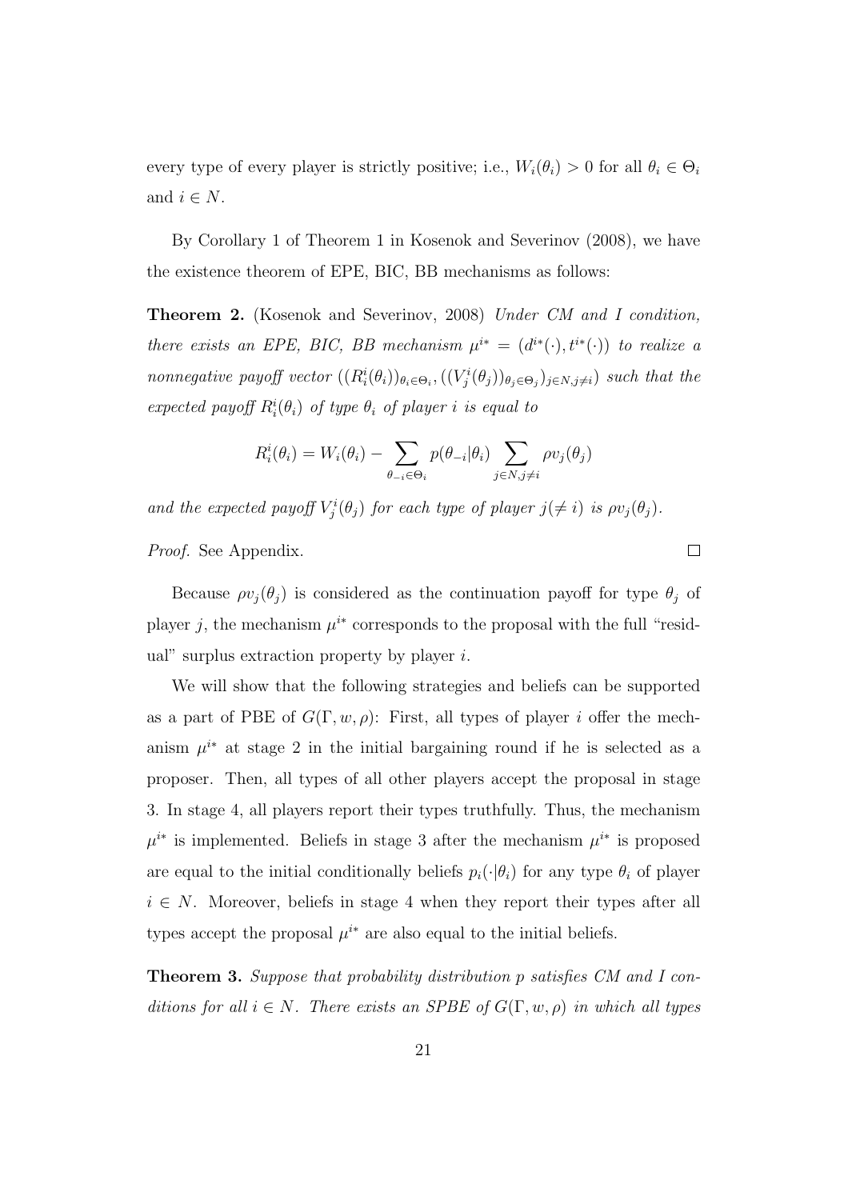every type of every player is strictly positive; i.e., $W_i(\theta_i) > 0$ for all $\theta_i \in \Theta_i$ and $i \in N$.

By Corollary 1 of Theorem 1 in Kosenok and Severinov (2008), we have the existence theorem of EPE, BIC, BB mechanisms as follows:

**Theorem 2.** (Kosenok and Severinov, 2008) *Under CM and I condition, there exists an EPE, BIC, BB mechanism $\mu^{i*} = (d^{i*}(\cdot), t^{i*}(\cdot))$ to realize a nonnegative payoff vector $((R^i_i(\theta_i))_{\theta_i \in \Theta_i}, ((V^i_j(\theta_j))_{\theta_j \in \Theta_j})_{j \in N, j \neq i})$ such that the expected payoff $R^i_i(\theta_i)$ of type $\theta_i$ of player $i$ is equal to*

$$R^i_i(\theta_i) = W_i(\theta_i) - \sum_{\theta_{-i} \in \Theta_i} p(\theta_{-i}|\theta_i) \sum_{j \in N, j \neq i} \rho v_j(\theta_j)$$

*and the expected payoff $V^i_j(\theta_j)$ for each type of player $j (\neq i)$ is $\rho v_j(\theta_j)$.*

*Proof.* See Appendix. □

Because $\rho v_j(\theta_j)$ is considered as the continuation payoff for type $\theta_j$ of player $j$, the mechanism $\mu^{i*}$ corresponds to the proposal with the full "residual" surplus extraction property by player $i$.

We will show that the following strategies and beliefs can be supported as a part of PBE of $G(\Gamma, w, \rho)$: First, all types of player $i$ offer the mechanism $\mu^{i*}$ at stage 2 in the initial bargaining round if he is selected as a proposer. Then, all types of all other players accept the proposal in stage 3. In stage 4, all players report their types truthfully. Thus, the mechanism $\mu^{i*}$ is implemented. Beliefs in stage 3 after the mechanism $\mu^{i*}$ is proposed are equal to the initial conditionally beliefs $p_i(\cdot|\theta_i)$ for any type $\theta_i$ of player $i \in N$. Moreover, beliefs in stage 4 when they report their types after all types accept the proposal $\mu^{i*}$ are also equal to the initial beliefs.

**Theorem 3.** *Suppose that probability distribution $p$ satisfies CM and I conditions for all $i \in N$. There exists an SPBE of $G(\Gamma, w, \rho)$ in which all types*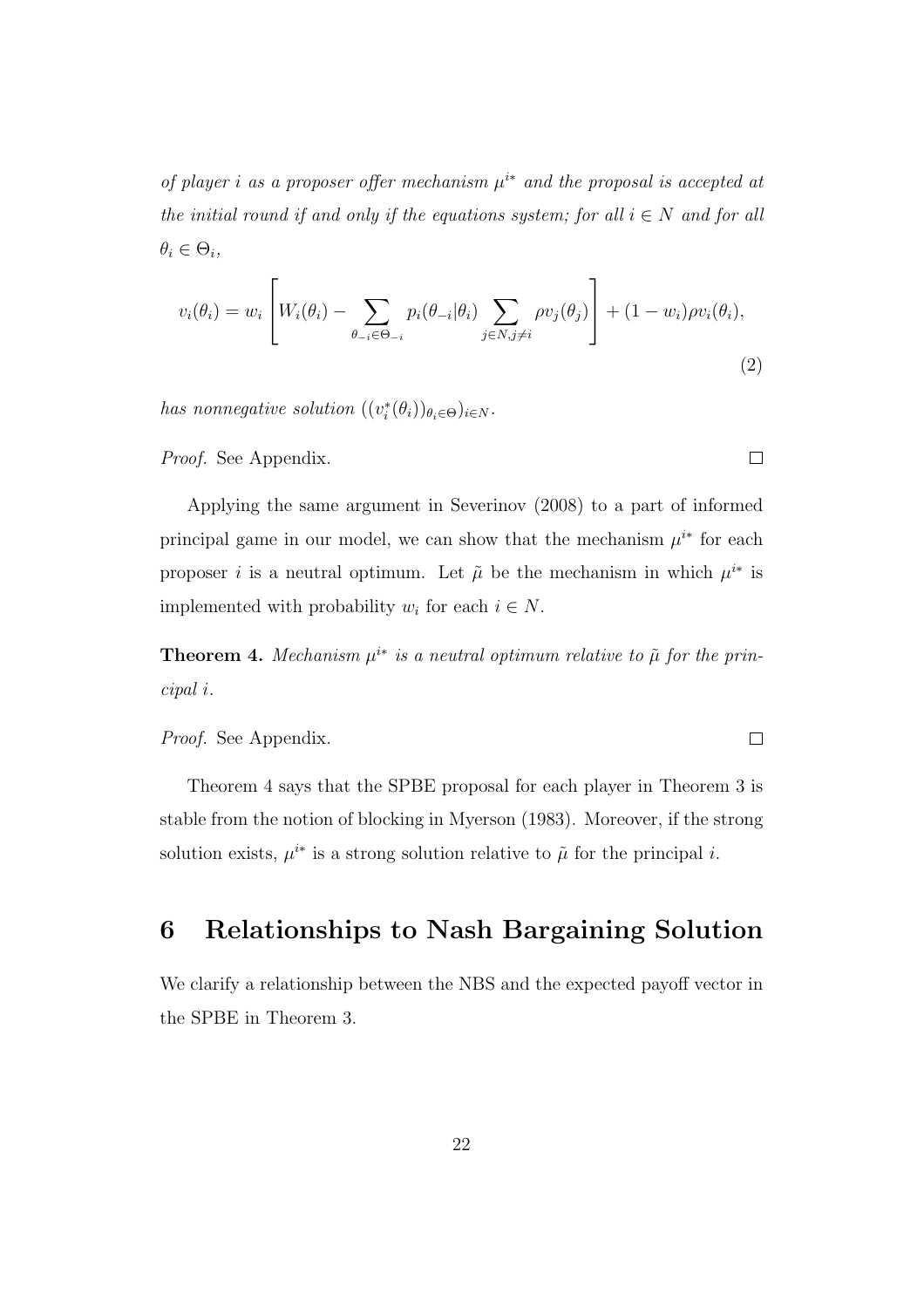*of player $i$ as a proposer offer mechanism $\mu^{i*}$ and the proposal is accepted at the initial round if and only if the equations system; for all $i \in N$ and for all $\theta_i \in \Theta_i$,*

$$v_i(\theta_i) = w_i \left[ W_i(\theta_i) - \sum_{\theta_{-i} \in \Theta_{-i}} p_i(\theta_{-i}|\theta_i) \sum_{j \in N, j \neq i} \rho v_j(\theta_j) \right] + (1 - w_i)\rho v_i(\theta_i), \tag{2}$$

*has nonnegative solution $((v_i^*(\theta_i))_{\theta_i \in \Theta})_{i \in N}$.*

*Proof.* See Appendix. □

Applying the same argument in Severinov (2008) to a part of informed principal game in our model, we can show that the mechanism $\mu^{i*}$ for each proposer $i$ is a neutral optimum. Let $\tilde{\mu}$ be the mechanism in which $\mu^{i*}$ is implemented with probability $w_i$ for each $i \in N$.

**Theorem 4.** *Mechanism $\mu^{i*}$ is a neutral optimum relative to $\tilde{\mu}$ for the principal $i$.*

*Proof.* See Appendix. □

Theorem 4 says that the SPBE proposal for each player in Theorem 3 is stable from the notion of blocking in Myerson (1983). Moreover, if the strong solution exists, $\mu^{i*}$ is a strong solution relative to $\tilde{\mu}$ for the principal $i$.

# 6 Relationships to Nash Bargaining Solution

We clarify a relationship between the NBS and the expected payoff vector in the SPBE in Theorem 3.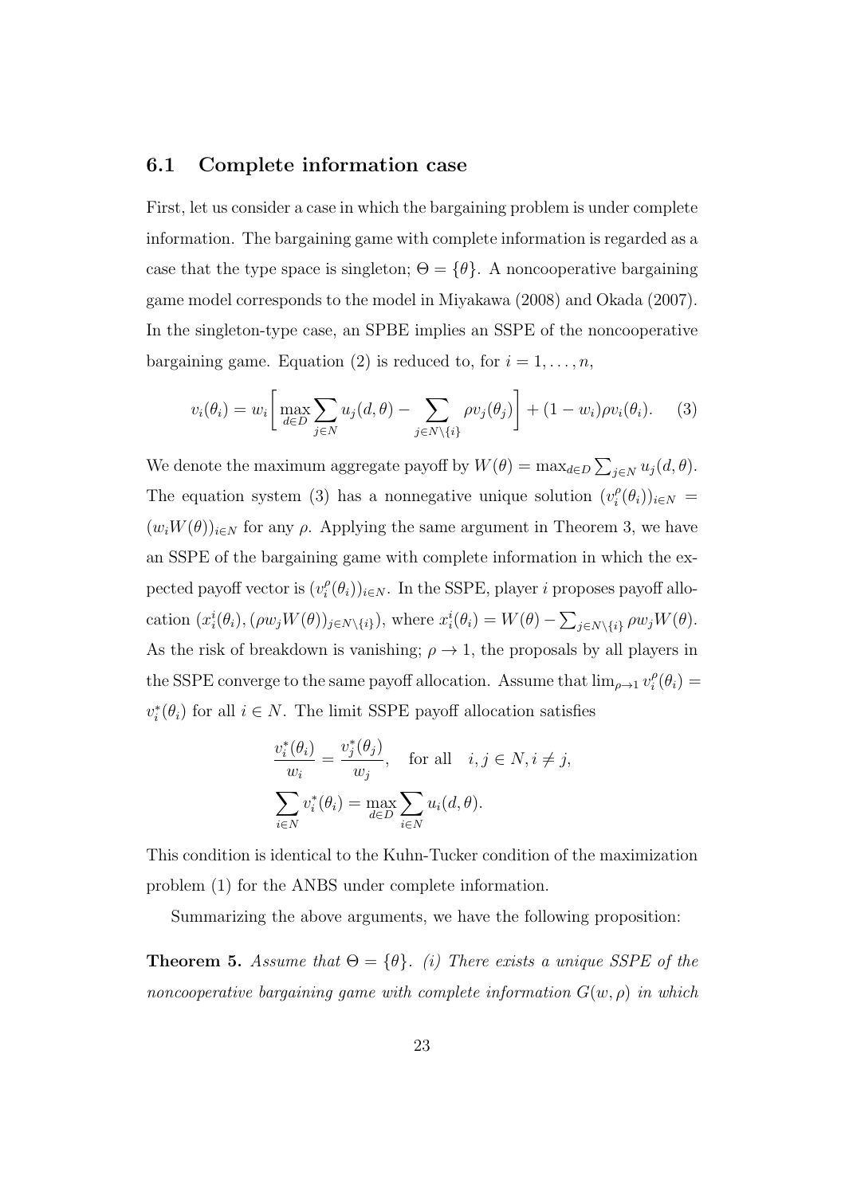### 6.1 Complete information case

First, let us consider a case in which the bargaining problem is under complete information. The bargaining game with complete information is regarded as a case that the type space is singleton; $\Theta = \{\theta\}$. A noncooperative bargaining game model corresponds to the model in Miyakawa (2008) and Okada (2007). In the singleton-type case, an SPBE implies an SSPE of the noncooperative bargaining game. Equation (2) is reduced to, for $i = 1, \ldots, n$,

$$v_i(\theta_i) = w_i \left[ \max_{d \in D} \sum_{j \in N} u_j(d, \theta) - \sum_{j \in N \setminus \{i\}} \rho v_j(\theta_j) \right] + (1 - w_i) \rho v_i(\theta_i). \quad (3)$$

We denote the maximum aggregate payoff by $W(\theta) = \max_{d \in D} \sum_{j \in N} u_j(d, \theta)$. The equation system (3) has a nonnegative unique solution $(v_i^\rho(\theta_i))_{i \in N} = (w_i W(\theta))_{i \in N}$ for any $\rho$. Applying the same argument in Theorem 3, we have an SSPE of the bargaining game with complete information in which the expected payoff vector is $(v_i^\rho(\theta_i))_{i \in N}$. In the SSPE, player $i$ proposes payoff allocation $(x_i^i(\theta_i), (\rho w_j W(\theta))_{j \in N \setminus \{i\}})$, where $x_i^i(\theta_i) = W(\theta) - \sum_{j \in N \setminus \{i\}} \rho w_j W(\theta)$. As the risk of breakdown is vanishing; $\rho \to 1$, the proposals by all players in the SSPE converge to the same payoff allocation. Assume that $\lim_{\rho \to 1} v_i^\rho(\theta_i) = v_i^*(\theta_i)$ for all $i \in N$. The limit SSPE payoff allocation satisfies

$$\frac{v_i^*(\theta_i)}{w_i} = \frac{v_j^*(\theta_j)}{w_j}, \quad \text{for all} \quad i, j \in N, i \neq j,$$

$$\sum_{i \in N} v_i^*(\theta_i) = \max_{d \in D} \sum_{i \in N} u_i(d, \theta).$$

This condition is identical to the Kuhn-Tucker condition of the maximization problem (1) for the ANBS under complete information.

Summarizing the above arguments, we have the following proposition:

**Theorem 5.** *Assume that $\Theta = \{\theta\}$. (i) There exists a unique SSPE of the noncooperative bargaining game with complete information $G(w, \rho)$ in which*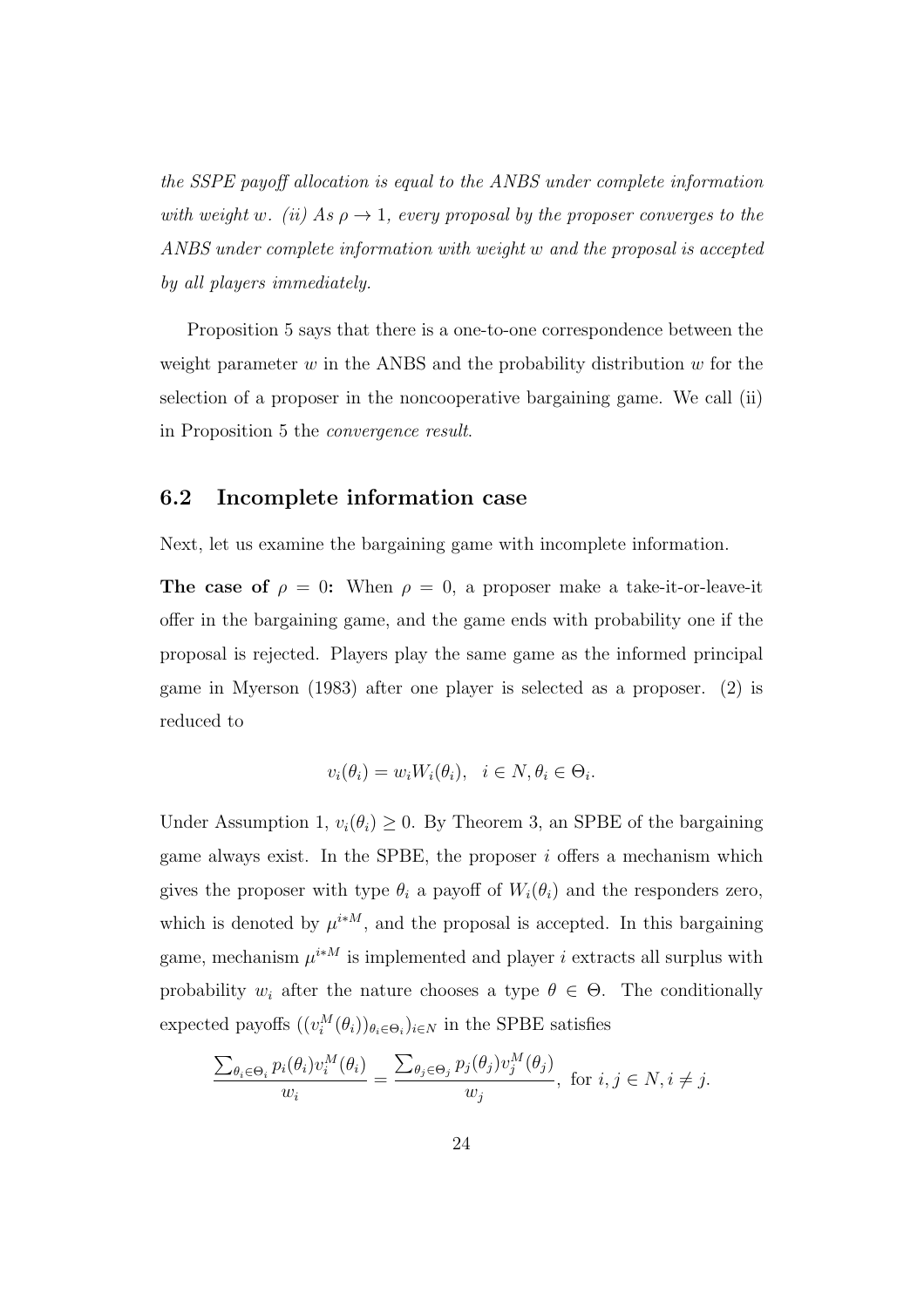*the SSPE payoff allocation is equal to the ANBS under complete information with weight $w$. (ii) As $\rho \to 1$, every proposal by the proposer converges to the ANBS under complete information with weight $w$ and the proposal is accepted by all players immediately.*

Proposition 5 says that there is a one-to-one correspondence between the weight parameter $w$ in the ANBS and the probability distribution $w$ for the selection of a proposer in the noncooperative bargaining game. We call (ii) in Proposition 5 the *convergence result*.

### 6.2 Incomplete information case

Next, let us examine the bargaining game with incomplete information.

**The case of $\rho = 0$:** When $\rho = 0$, a proposer make a take-it-or-leave-it offer in the bargaining game, and the game ends with probability one if the proposal is rejected. Players play the same game as the informed principal game in Myerson (1983) after one player is selected as a proposer. (2) is reduced to

$$v_i(\theta_i) = w_i W_i(\theta_i), \quad i \in N, \theta_i \in \Theta_i.$$

Under Assumption 1, $v_i(\theta_i) \geq 0$. By Theorem 3, an SPBE of the bargaining game always exist. In the SPBE, the proposer $i$ offers a mechanism which gives the proposer with type $\theta_i$ a payoff of $W_i(\theta_i)$ and the responders zero, which is denoted by $\mu^{i*M}$, and the proposal is accepted. In this bargaining game, mechanism $\mu^{i*M}$ is implemented and player $i$ extracts all surplus with probability $w_i$ after the nature chooses a type $\theta \in \Theta$. The conditionally expected payoffs $((v_i^M(\theta_i))_{\theta_i \in \Theta_i})_{i \in N}$ in the SPBE satisfies

$$\frac{\sum_{\theta_i \in \Theta_i} p_i(\theta_i) v_i^M(\theta_i)}{w_i} = \frac{\sum_{\theta_j \in \Theta_j} p_j(\theta_j) v_j^M(\theta_j)}{w_j}, \text{ for } i, j \in N, i \neq j.$$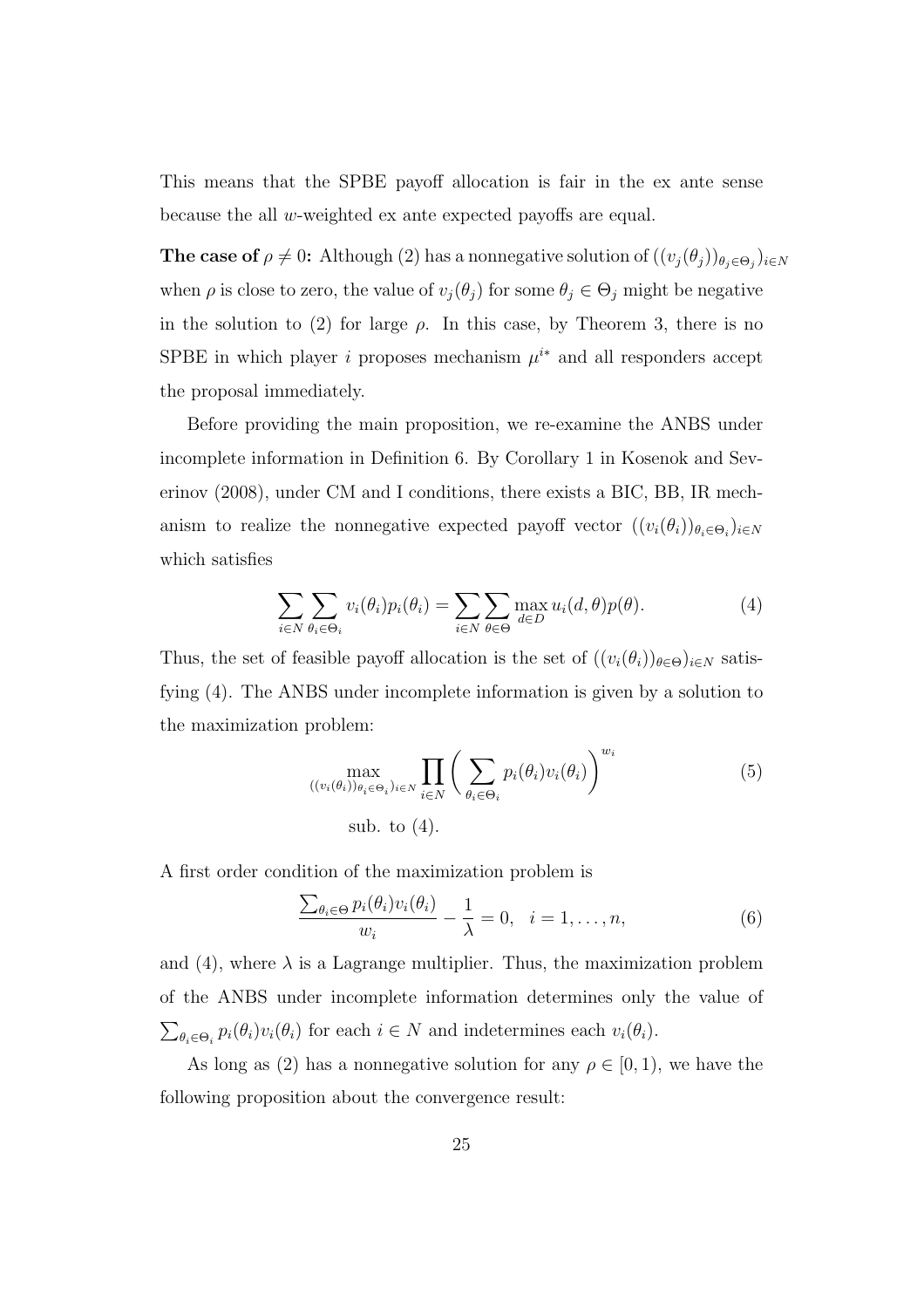This means that the SPBE payoff allocation is fair in the ex ante sense because the all $w$-weighted ex ante expected payoffs are equal.

**The case of $\rho \neq 0$:** Although (2) has a nonnegative solution of $((v_j(\theta_j))_{\theta_j \in \Theta_j})_{i \in N}$ when $\rho$ is close to zero, the value of $v_j(\theta_j)$ for some $\theta_j \in \Theta_j$ might be negative in the solution to (2) for large $\rho$. In this case, by Theorem 3, there is no SPBE in which player $i$ proposes mechanism $\mu^{i*}$ and all responders accept the proposal immediately.

Before providing the main proposition, we re-examine the ANBS under incomplete information in Definition 6. By Corollary 1 in Kosenok and Severinov (2008), under CM and I conditions, there exists a BIC, BB, IR mechanism to realize the nonnegative expected payoff vector $((v_i(\theta_i))_{\theta_i \in \Theta_i})_{i \in N}$ which satisfies

$$\sum_{i \in N} \sum_{\theta_i \in \Theta_i} v_i(\theta_i) p_i(\theta_i) = \sum_{i \in N} \sum_{\theta \in \Theta} \max_{d \in D} u_i(d, \theta) p(\theta). \tag{4}$$

Thus, the set of feasible payoff allocation is the set of $((v_i(\theta_i))_{\theta \in \Theta})_{i \in N}$ satisfying (4). The ANBS under incomplete information is given by a solution to the maximization problem:

$$\max_{((v_i(\theta_i))_{\theta_i \in \Theta_i})_{i \in N}} \prod_{i \in N} \bigg( \sum_{\theta_i \in \Theta_i} p_i(\theta_i) v_i(\theta_i) \bigg)^{w_i} \tag{5}$$

$$\text{sub. to } (4).$$

A first order condition of the maximization problem is

$$\frac{\sum_{\theta_i \in \Theta} p_i(\theta_i) v_i(\theta_i)}{w_i} - \frac{1}{\lambda} = 0, \quad i = 1, \ldots, n, \tag{6}$$

and (4), where $\lambda$ is a Lagrange multiplier. Thus, the maximization problem of the ANBS under incomplete information determines only the value of $\sum_{\theta_i \in \Theta_i} p_i(\theta_i) v_i(\theta_i)$ for each $i \in N$ and indetermines each $v_i(\theta_i)$.

As long as (2) has a nonnegative solution for any $\rho \in [0, 1)$, we have the following proposition about the convergence result: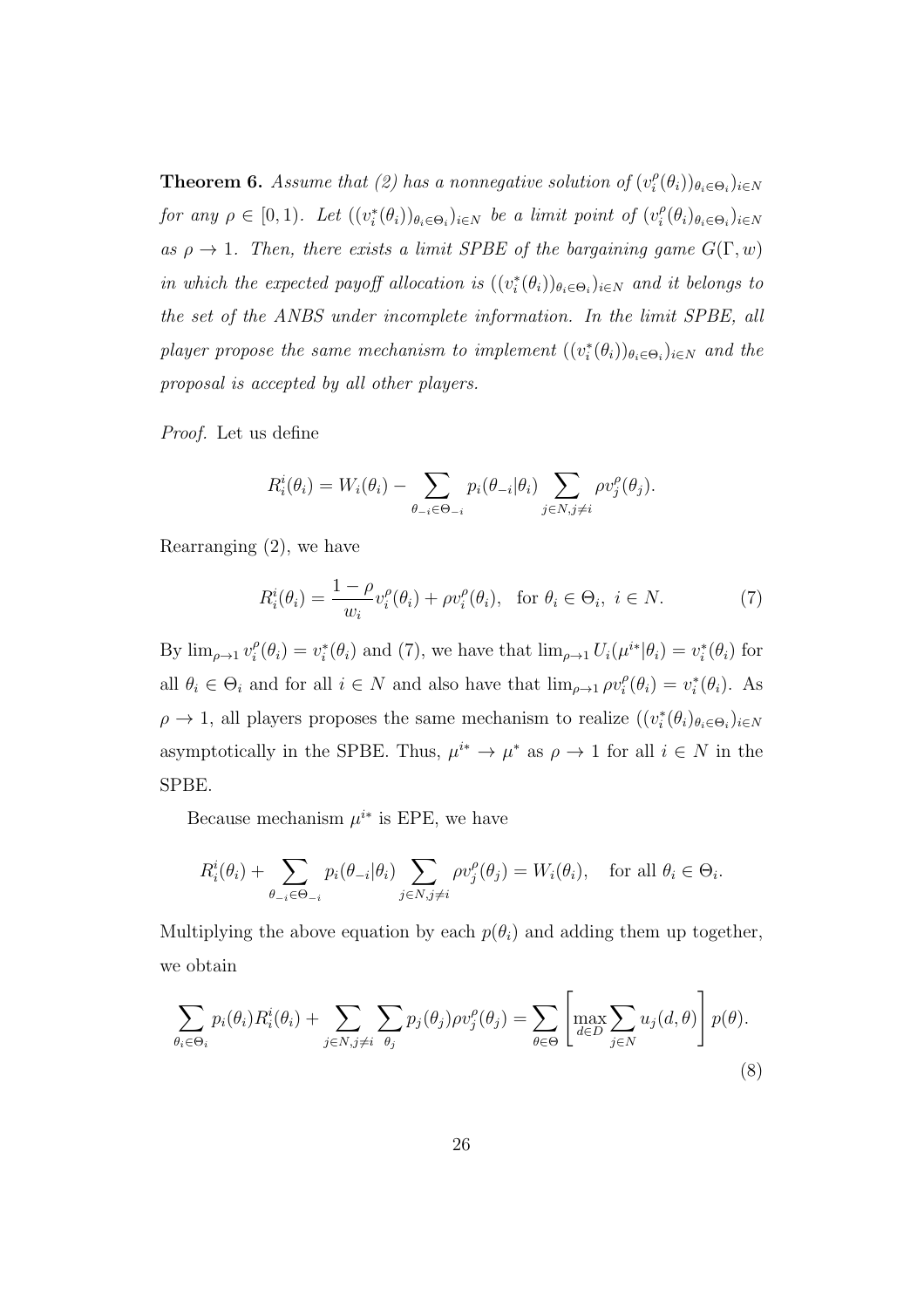**Theorem 6.** *Assume that (2) has a nonnegative solution of $(v_i^\rho(\theta_i))_{\theta_i \in \Theta_i})_{i \in N}$ for any $\rho \in [0, 1)$. Let $((v_i^*(\theta_i))_{\theta_i \in \Theta_i})_{i \in N}$ be a limit point of $(v_i^\rho(\theta_i)_{\theta_i \in \Theta_i})_{i \in N}$ as $\rho \to 1$. Then, there exists a limit SPBE of the bargaining game $G(\Gamma, w)$ in which the expected payoff allocation is $((v_i^*(\theta_i))_{\theta_i \in \Theta_i})_{i \in N}$ and it belongs to the set of the ANBS under incomplete information. In the limit SPBE, all player propose the same mechanism to implement $((v_i^*(\theta_i))_{\theta_i \in \Theta_i})_{i \in N}$ and the proposal is accepted by all other players.*

*Proof.* Let us define

$$R_i^i(\theta_i) = W_i(\theta_i) - \sum_{\theta_{-i} \in \Theta_{-i}} p_i(\theta_{-i}|\theta_i) \sum_{j \in N, j \neq i} \rho v_j^\rho(\theta_j).$$

Rearranging (2), we have

$$R_i^i(\theta_i) = \frac{1-\rho}{w_i} v_i^\rho(\theta_i) + \rho v_i^\rho(\theta_i), \quad \text{for } \theta_i \in \Theta_i, \ i \in N. \tag{7}$$

By $\lim_{\rho \to 1} v_i^\rho(\theta_i) = v_i^*(\theta_i)$ and (7), we have that $\lim_{\rho \to 1} U_i(\mu^{i*}|\theta_i) = v_i^*(\theta_i)$ for all $\theta_i \in \Theta_i$ and for all $i \in N$ and also have that $\lim_{\rho \to 1} \rho v_i^\rho(\theta_i) = v_i^*(\theta_i)$. As $\rho \to 1$, all players proposes the same mechanism to realize $((v_i^*(\theta_i)_{\theta_i \in \Theta_i})_{i \in N}$ asymptotically in the SPBE. Thus, $\mu^{i*} \to \mu^*$ as $\rho \to 1$ for all $i \in N$ in the SPBE.

Because mechanism $\mu^{i*}$ is EPE, we have

$$R_i^i(\theta_i) + \sum_{\theta_{-i} \in \Theta_{-i}} p_i(\theta_{-i}|\theta_i) \sum_{j \in N, j \neq i} \rho v_j^\rho(\theta_j) = W_i(\theta_i), \quad \text{for all } \theta_i \in \Theta_i.$$

Multiplying the above equation by each $p(\theta_i)$ and adding them up together, we obtain

$$\sum_{\theta_i \in \Theta_i} p_i(\theta_i) R_i^i(\theta_i) + \sum_{j \in N, j \neq i} \sum_{\theta_j} p_j(\theta_j) \rho v_j^\rho(\theta_j) = \sum_{\theta \in \Theta} \left[ \max_{d \in D} \sum_{j \in N} u_j(d, \theta) \right] p(\theta). \tag{8}$$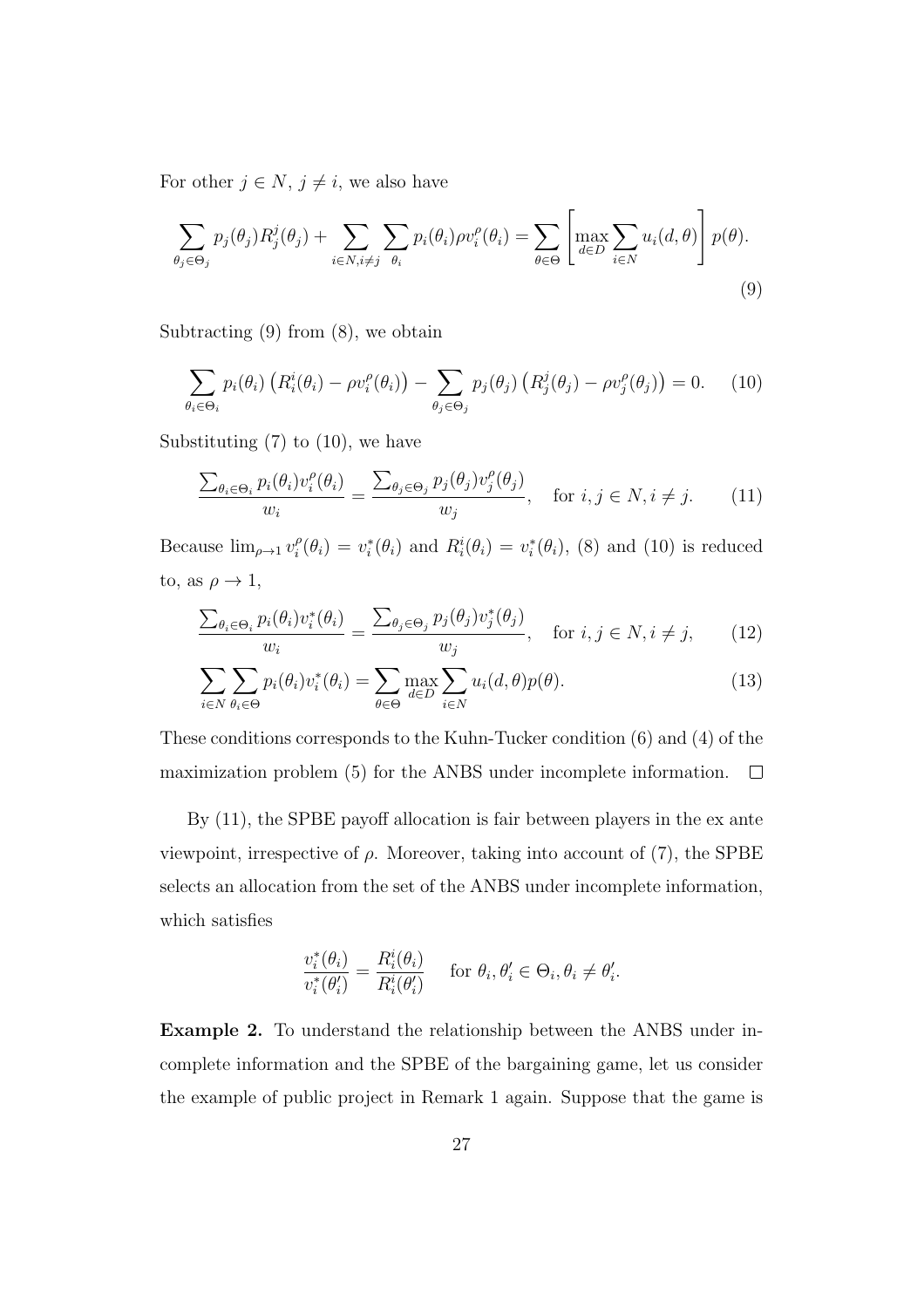For other $j \in N$, $j \neq i$, we also have

$$\sum_{\theta_j \in \Theta_j} p_j(\theta_j) R_j^j(\theta_j) + \sum_{i \in N, i \neq j} \sum_{\theta_i} p_i(\theta_i) \rho v_i^\rho(\theta_i) = \sum_{\theta \in \Theta} \left[ \max_{d \in D} \sum_{i \in N} u_i(d, \theta) \right] p(\theta). \tag{9}$$

Subtracting (9) from (8), we obtain

$$\sum_{\theta_i \in \Theta_i} p_i(\theta_i) \left( R_i^i(\theta_i) - \rho v_i^\rho(\theta_i) \right) - \sum_{\theta_j \in \Theta_j} p_j(\theta_j) \left( R_j^j(\theta_j) - \rho v_j^\rho(\theta_j) \right) = 0. \tag{10}$$

Substituting (7) to (10), we have

$$\frac{\sum_{\theta_i \in \Theta_i} p_i(\theta_i) v_i^\rho(\theta_i)}{w_i} = \frac{\sum_{\theta_j \in \Theta_j} p_j(\theta_j) v_j^\rho(\theta_j)}{w_j}, \quad \text{for } i, j \in N, i \neq j. \tag{11}$$

Because $\lim_{\rho \to 1} v_i^\rho(\theta_i) = v_i^*(\theta_i)$ and $R_i^i(\theta_i) = v_i^*(\theta_i)$, (8) and (10) is reduced to, as $\rho \to 1$,

$$\frac{\sum_{\theta_i \in \Theta_i} p_i(\theta_i) v_i^*(\theta_i)}{w_i} = \frac{\sum_{\theta_j \in \Theta_j} p_j(\theta_j) v_j^*(\theta_j)}{w_j}, \quad \text{for } i, j \in N, i \neq j, \tag{12}$$

$$\sum_{i \in N} \sum_{\theta_i \in \Theta} p_i(\theta_i) v_i^*(\theta_i) = \sum_{\theta \in \Theta} \max_{d \in D} \sum_{i \in N} u_i(d, \theta) p(\theta). \tag{13}$$

These conditions corresponds to the Kuhn-Tucker condition (6) and (4) of the maximization problem (5) for the ANBS under incomplete information. □

By (11), the SPBE payoff allocation is fair between players in the ex ante viewpoint, irrespective of $\rho$. Moreover, taking into account of (7), the SPBE selects an allocation from the set of the ANBS under incomplete information, which satisfies

$$\frac{v_i^*(\theta_i)}{v_i^*(\theta_i')} = \frac{R_i^i(\theta_i)}{R_i^i(\theta_i')} \quad \text{for } \theta_i, \theta_i' \in \Theta_i, \theta_i \neq \theta_i'.$$

**Example 2.** To understand the relationship between the ANBS under incomplete information and the SPBE of the bargaining game, let us consider the example of public project in Remark 1 again. Suppose that the game is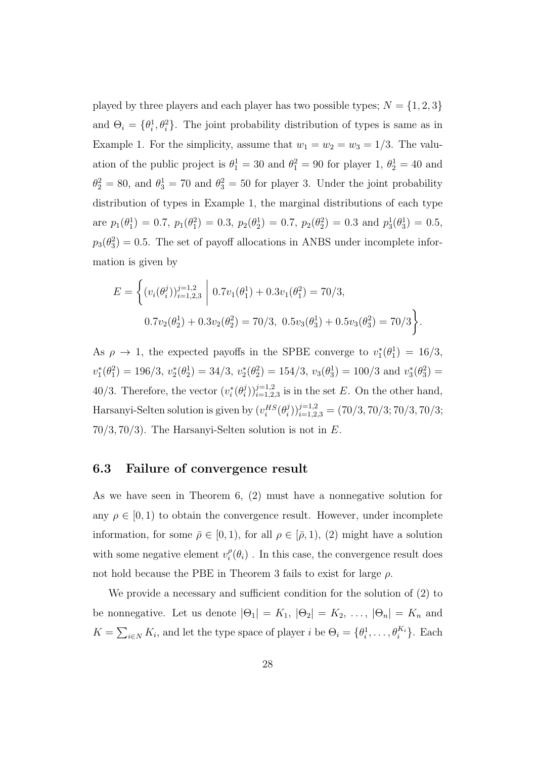played by three players and each player has two possible types; $N = \{1, 2, 3\}$ and $\Theta_i = \{\theta_i^1, \theta_i^2\}$. The joint probability distribution of types is same as in Example 1. For the simplicity, assume that $w_1 = w_2 = w_3 = 1/3$. The valuation of the public project is $\theta_1^1 = 30$ and $\theta_1^2 = 90$ for player 1, $\theta_2^1 = 40$ and $\theta_2^2 = 80$, and $\theta_3^1 = 70$ and $\theta_3^2 = 50$ for player 3. Under the joint probability distribution of types in Example 1, the marginal distributions of each type are $p_1(\theta_1^1) = 0.7$, $p_1(\theta_1^2) = 0.3$, $p_2(\theta_2^1) = 0.7$, $p_2(\theta_2^2) = 0.3$ and $p_3^1(\theta_3^1) = 0.5$, $p_3(\theta_3^2) = 0.5$. The set of payoff allocations in ANBS under incomplete information is given by

$$E = \Bigg\{ (v_i(\theta_i^j))_{i=1,2,3}^{j=1,2} \;\Bigg|\; 0.7v_1(\theta_1^1) + 0.3v_1(\theta_1^2) = 70/3,$$
$$0.7v_2(\theta_2^1) + 0.3v_2(\theta_2^2) = 70/3,\; 0.5v_3(\theta_3^1) + 0.5v_3(\theta_3^2) = 70/3 \Bigg\}.$$

As $\rho \to 1$, the expected payoffs in the SPBE converge to $v_1^*(\theta_1^1) = 16/3$, $v_1^*(\theta_1^2) = 196/3$, $v_2^*(\theta_2^1) = 34/3$, $v_2^*(\theta_2^2) = 154/3$, $v_3(\theta_3^1) = 100/3$ and $v_3^*(\theta_3^2) = 40/3$. Therefore, the vector $(v_i^*(\theta_i^j))_{i=1,2,3}^{j=1,2}$ is in the set $E$. On the other hand, Harsanyi-Selten solution is given by $(v_i^{HS}(\theta_i^j))_{i=1,2,3}^{j=1,2} = (70/3, 70/3; 70/3, 70/3; 70/3, 70/3)$. The Harsanyi-Selten solution is not in $E$.

### 6.3 Failure of convergence result

As we have seen in Theorem 6, (2) must have a nonnegative solution for any $\rho \in [0, 1)$ to obtain the convergence result. However, under incomplete information, for some $\bar{\rho} \in [0, 1)$, for all $\rho \in [\bar{\rho}, 1)$, (2) might have a solution with some negative element $v_i^\rho(\theta_i)$ . In this case, the convergence result does not hold because the PBE in Theorem 3 fails to exist for large $\rho$.

We provide a necessary and sufficient condition for the solution of (2) to be nonnegative. Let us denote $|\Theta_1| = K_1$, $|\Theta_2| = K_2$, $\ldots$, $|\Theta_n| = K_n$ and $K = \sum_{i \in N} K_i$, and let the type space of player $i$ be $\Theta_i = \{\theta_i^1, \ldots, \theta_i^{K_i}\}$. Each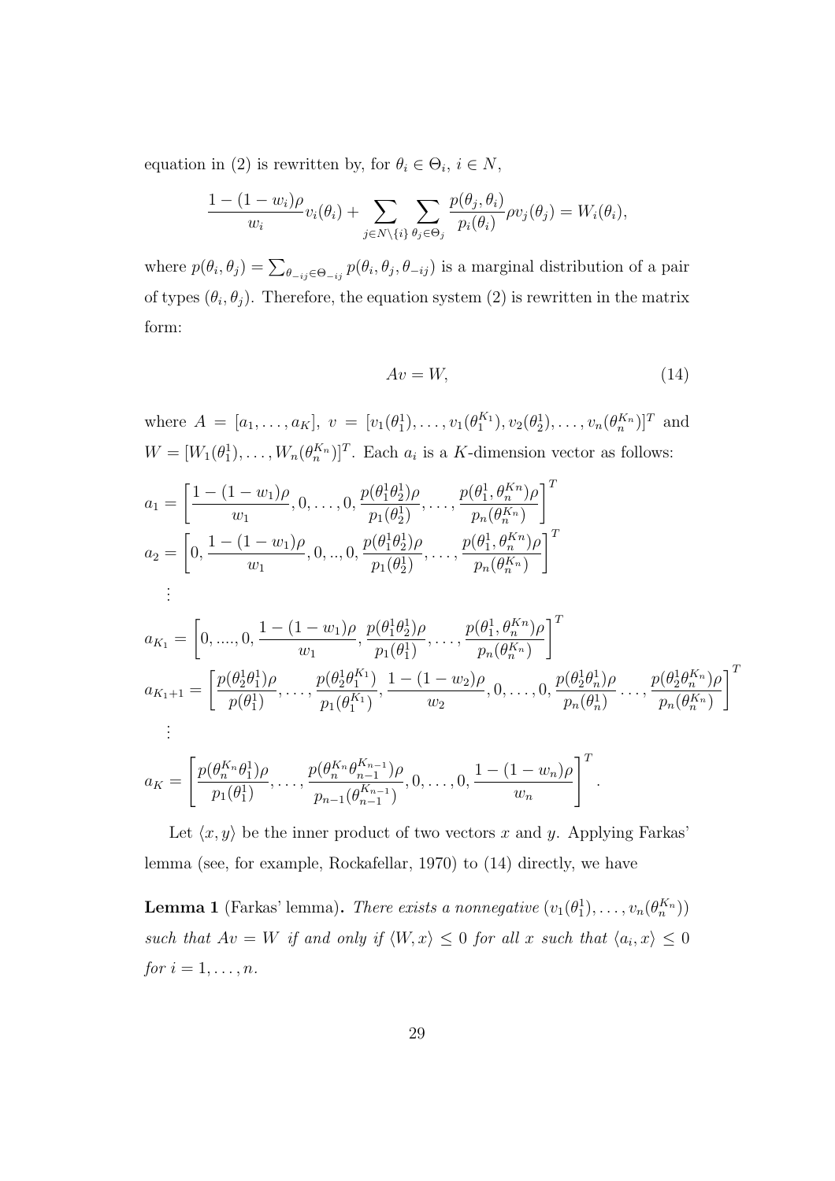equation in (2) is rewritten by, for $\theta_i \in \Theta_i$, $i \in N$,

$$\frac{1-(1-w_i)\rho}{w_i} v_i(\theta_i) + \sum_{j \in N \setminus \{i\}} \sum_{\theta_j \in \Theta_j} \frac{p(\theta_j, \theta_i)}{p_i(\theta_i)} \rho v_j(\theta_j) = W_i(\theta_i),$$

where $p(\theta_i, \theta_j) = \sum_{\theta_{-ij} \in \Theta_{-ij}} p(\theta_i, \theta_j, \theta_{-ij})$ is a marginal distribution of a pair of types $(\theta_i, \theta_j)$. Therefore, the equation system (2) is rewritten in the matrix form:

$$Av = W, \tag{14}$$

where $A = [a_1, \ldots, a_K]$, $v = [v_1(\theta_1^1), \ldots, v_1(\theta_1^{K_1}), v_2(\theta_2^1), \ldots, v_n(\theta_n^{K_n})]^T$ and $W = [W_1(\theta_1^1), \ldots, W_n(\theta_n^{K_n})]^T$. Each $a_i$ is a $K$-dimension vector as follows:

$$a_1 = \left[\frac{1-(1-w_1)\rho}{w_1}, 0, \ldots, 0, \frac{p(\theta_1^1 \theta_2^1)\rho}{p_1(\theta_2^1)}, \ldots, \frac{p(\theta_1^1, \theta_n^{Kn})\rho}{p_n(\theta_n^{K_n})}\right]^T$$

$$a_2 = \left[0, \frac{1-(1-w_1)\rho}{w_1}, 0, .., 0, \frac{p(\theta_1^1 \theta_2^1)\rho}{p_1(\theta_2^1)}, \ldots, \frac{p(\theta_1^1, \theta_n^{Kn})\rho}{p_n(\theta_n^{K_n})}\right]^T$$

$$\vdots$$

$$a_{K_1} = \left[0, \ldots., 0, \frac{1-(1-w_1)\rho}{w_1}, \frac{p(\theta_1^1 \theta_2^1)\rho}{p_1(\theta_1^1)}, \ldots, \frac{p(\theta_1^1, \theta_n^{Kn})\rho}{p_n(\theta_n^{K_n})}\right]^T$$

$$a_{K_1+1} = \left[\frac{p(\theta_2^1 \theta_1^1)\rho}{p(\theta_1^1)}, \ldots, \frac{p(\theta_2^1 \theta_1^{K_1})}{p_1(\theta_1^{K_1})}, \frac{1-(1-w_2)\rho}{w_2}, 0, \ldots, 0, \frac{p(\theta_2^1 \theta_n^1)\rho}{p_n(\theta_n^1)} \ldots, \frac{p(\theta_2^1 \theta_n^{K_n})\rho}{p_n(\theta_n^{K_n})}\right]^T$$

$$\vdots$$

$$a_K = \left[\frac{p(\theta_n^{K_n} \theta_1^1)\rho}{p_1(\theta_1^1)}, \ldots, \frac{p(\theta_n^{K_n} \theta_{n-1}^{K_{n-1}})\rho}{p_{n-1}(\theta_{n-1}^{K_{n-1}})}, 0, \ldots, 0, \frac{1-(1-w_n)\rho}{w_n}\right]^T.$$

Let $\langle x, y \rangle$ be the inner product of two vectors $x$ and $y$. Applying Farkas' lemma (see, for example, Rockafellar, 1970) to (14) directly, we have

**Lemma 1** (Farkas' lemma)**.** *There exists a nonnegative* $(v_1(\theta_1^1), \ldots, v_n(\theta_n^{K_n}))$ *such that* $Av = W$ *if and only if* $\langle W, x \rangle \leq 0$ *for all* $x$ *such that* $\langle a_i, x \rangle \leq 0$ *for* $i = 1, \ldots, n$.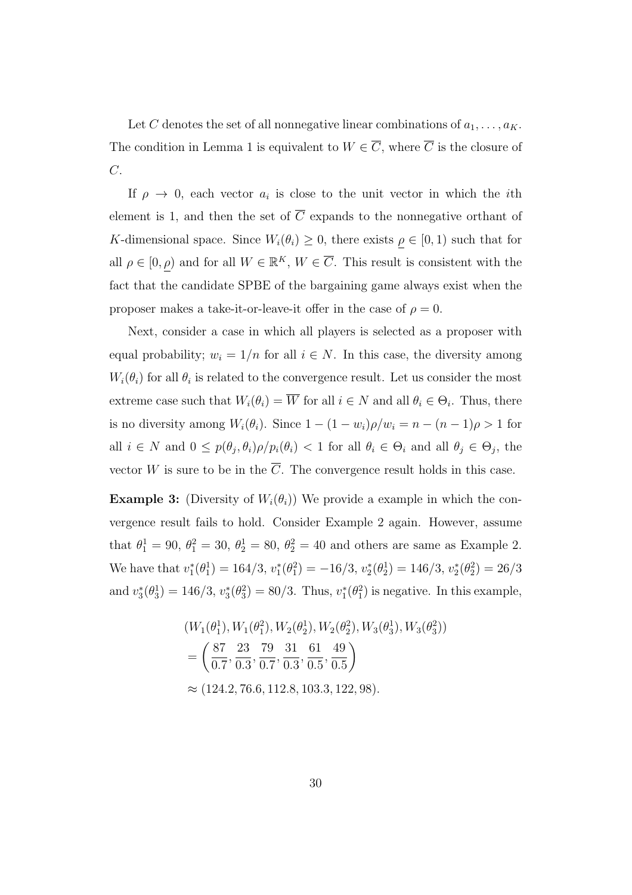Let $C$ denotes the set of all nonnegative linear combinations of $a_1, \ldots, a_K$. The condition in Lemma 1 is equivalent to $W \in \overline{C}$, where $\overline{C}$ is the closure of $C$.

If $\rho \to 0$, each vector $a_i$ is close to the unit vector in which the $i$th element is 1, and then the set of $\overline{C}$ expands to the nonnegative orthant of $K$-dimensional space. Since $W_i(\theta_i) \geq 0$, there exists $\underline{\rho} \in [0, 1)$ such that for all $\rho \in [0, \underline{\rho})$ and for all $W \in \mathbb{R}^K$, $W \in \overline{C}$. This result is consistent with the fact that the candidate SPBE of the bargaining game always exist when the proposer makes a take-it-or-leave-it offer in the case of $\rho = 0$.

Next, consider a case in which all players is selected as a proposer with equal probability; $w_i = 1/n$ for all $i \in N$. In this case, the diversity among $W_i(\theta_i)$ for all $\theta_i$ is related to the convergence result. Let us consider the most extreme case such that $W_i(\theta_i) = \overline{W}$ for all $i \in N$ and all $\theta_i \in \Theta_i$. Thus, there is no diversity among $W_i(\theta_i)$. Since $1 - (1 - w_i)\rho/w_i = n - (n-1)\rho > 1$ for all $i \in N$ and $0 \leq p(\theta_j, \theta_i)\rho/p_i(\theta_i) < 1$ for all $\theta_i \in \Theta_i$ and all $\theta_j \in \Theta_j$, the vector $W$ is sure to be in the $\overline{C}$. The convergence result holds in this case.

**Example 3:** (Diversity of $W_i(\theta_i)$) We provide a example in which the convergence result fails to hold. Consider Example 2 again. However, assume that $\theta_1^1 = 90$, $\theta_1^2 = 30$, $\theta_2^1 = 80$, $\theta_2^2 = 40$ and others are same as Example 2. We have that $v_1^*(\theta_1^1) = 164/3$, $v_1^*(\theta_1^2) = -16/3$, $v_2^*(\theta_2^1) = 146/3$, $v_2^*(\theta_2^2) = 26/3$ and $v_3^*(\theta_3^1) = 146/3$, $v_3^*(\theta_3^2) = 80/3$. Thus, $v_1^*(\theta_1^2)$ is negative. In this example,

$$
\begin{aligned}
&(W_1(\theta_1^1), W_1(\theta_1^2), W_2(\theta_2^1), W_2(\theta_2^2), W_3(\theta_3^1), W_3(\theta_3^2)) \\
&= \left(\frac{87}{0.7}, \frac{23}{0.3}, \frac{79}{0.7}, \frac{31}{0.3}, \frac{61}{0.5}, \frac{49}{0.5}\right) \\
&\approx (124.2, 76.6, 112.8, 103.3, 122, 98).
\end{aligned}
$$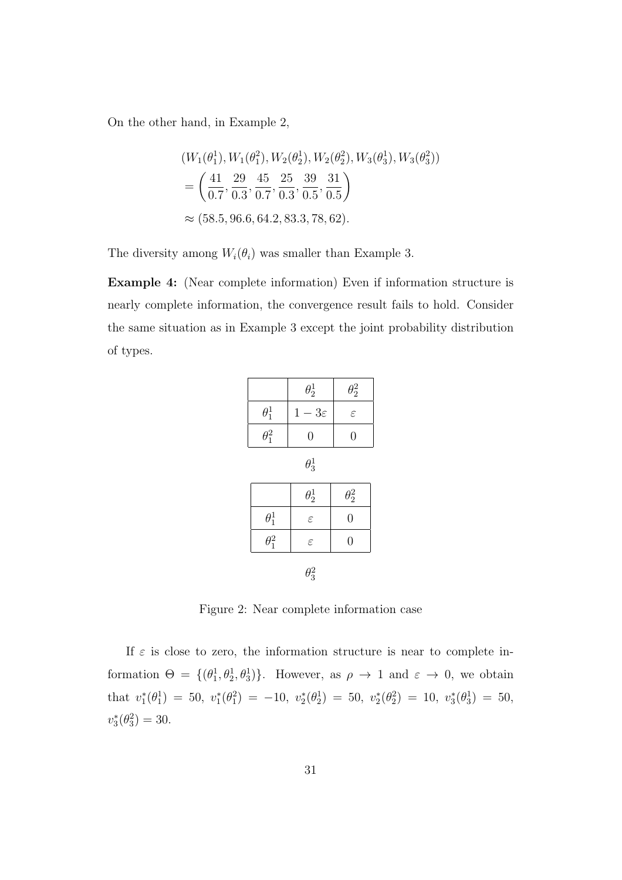On the other hand, in Example 2,

$$
\begin{aligned}
&(W_1(\theta_1^1), W_1(\theta_1^2), W_2(\theta_2^1), W_2(\theta_2^2), W_3(\theta_3^1), W_3(\theta_3^2)) \\
&= \left(\frac{41}{0.7}, \frac{29}{0.3}, \frac{45}{0.7}, \frac{25}{0.3}, \frac{39}{0.5}, \frac{31}{0.5}\right) \\
&\approx (58.5, 96.6, 64.2, 83.3, 78, 62).
\end{aligned}
$$

The diversity among $W_i(\theta_i)$ was smaller than Example 3.

**Example 4:** (Near complete information) Even if information structure is nearly complete information, the convergence result fails to hold. Consider the same situation as in Example 3 except the joint probability distribution of types.

| | $\theta_2^1$ | $\theta_2^2$ |
|---|---|---|
| $\theta_1^1$ | $1-3\varepsilon$ | $\varepsilon$ |
| $\theta_1^2$ | $0$ | $0$ |

$\theta_3^1$

| | $\theta_2^1$ | $\theta_2^2$ |
|---|---|---|
| $\theta_1^1$ | $\varepsilon$ | $0$ |
| $\theta_1^2$ | $\varepsilon$ | $0$ |

$\theta_3^2$

Figure 2: Near complete information case

If $\varepsilon$ is close to zero, the information structure is near to complete information $\Theta = \{(\theta_1^1, \theta_2^1, \theta_3^1)\}$. However, as $\rho \to 1$ and $\varepsilon \to 0$, we obtain that $v_1^*(\theta_1^1) = 50$, $v_1^*(\theta_1^2) = -10$, $v_2^*(\theta_2^1) = 50$, $v_2^*(\theta_2^2) = 10$, $v_3^*(\theta_3^1) = 50$, $v_3^*(\theta_3^2) = 30$.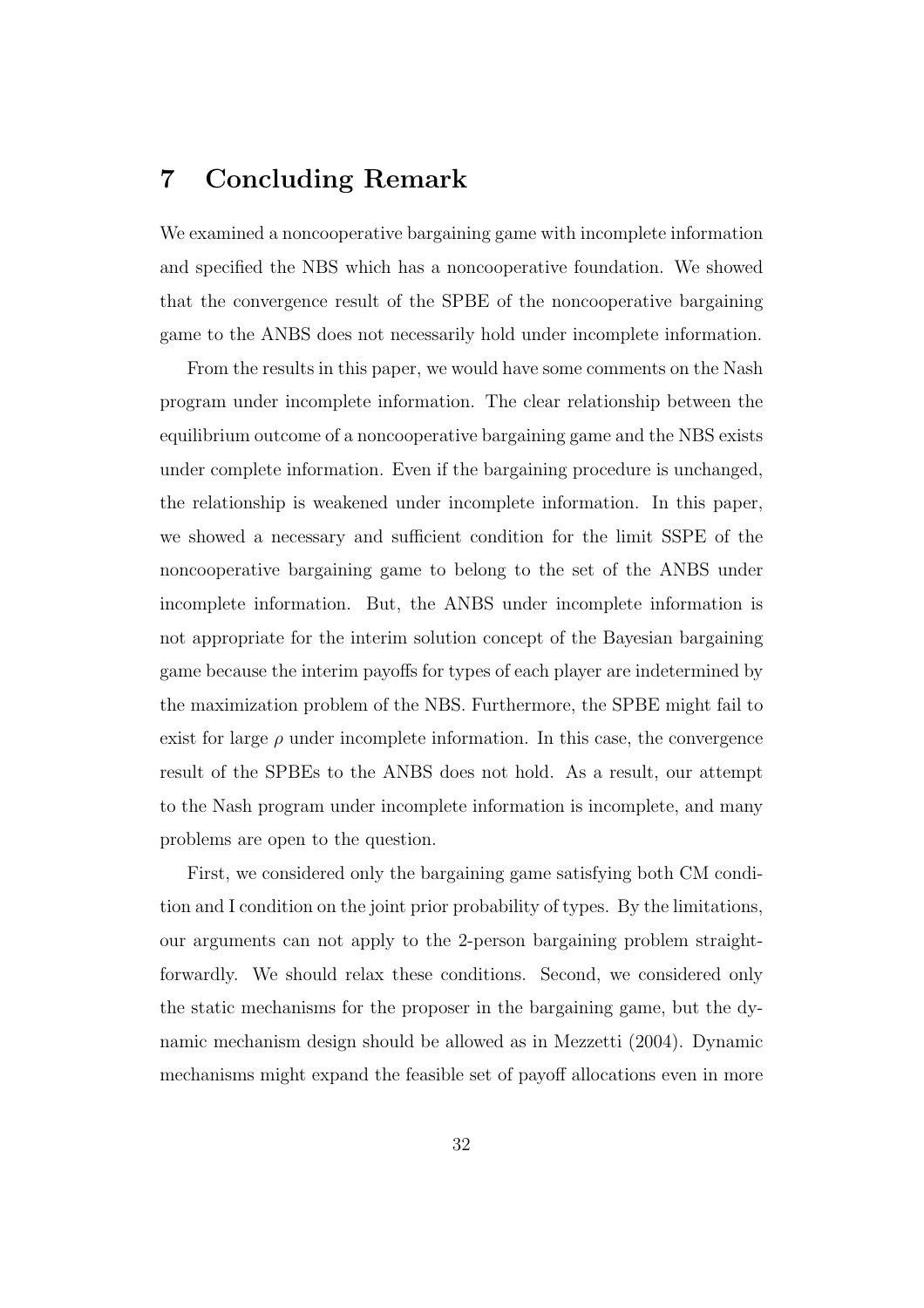## 7 Concluding Remark

We examined a noncooperative bargaining game with incomplete information and specified the NBS which has a noncooperative foundation. We showed that the convergence result of the SPBE of the noncooperative bargaining game to the ANBS does not necessarily hold under incomplete information.

From the results in this paper, we would have some comments on the Nash program under incomplete information. The clear relationship between the equilibrium outcome of a noncooperative bargaining game and the NBS exists under complete information. Even if the bargaining procedure is unchanged, the relationship is weakened under incomplete information. In this paper, we showed a necessary and sufficient condition for the limit SSPE of the noncooperative bargaining game to belong to the set of the ANBS under incomplete information. But, the ANBS under incomplete information is not appropriate for the interim solution concept of the Bayesian bargaining game because the interim payoffs for types of each player are indetermined by the maximization problem of the NBS. Furthermore, the SPBE might fail to exist for large $\rho$ under incomplete information. In this case, the convergence result of the SPBEs to the ANBS does not hold. As a result, our attempt to the Nash program under incomplete information is incomplete, and many problems are open to the question.

First, we considered only the bargaining game satisfying both CM condition and I condition on the joint prior probability of types. By the limitations, our arguments can not apply to the 2-person bargaining problem straightforwardly. We should relax these conditions. Second, we considered only the static mechanisms for the proposer in the bargaining game, but the dynamic mechanism design should be allowed as in Mezzetti (2004). Dynamic mechanisms might expand the feasible set of payoff allocations even in more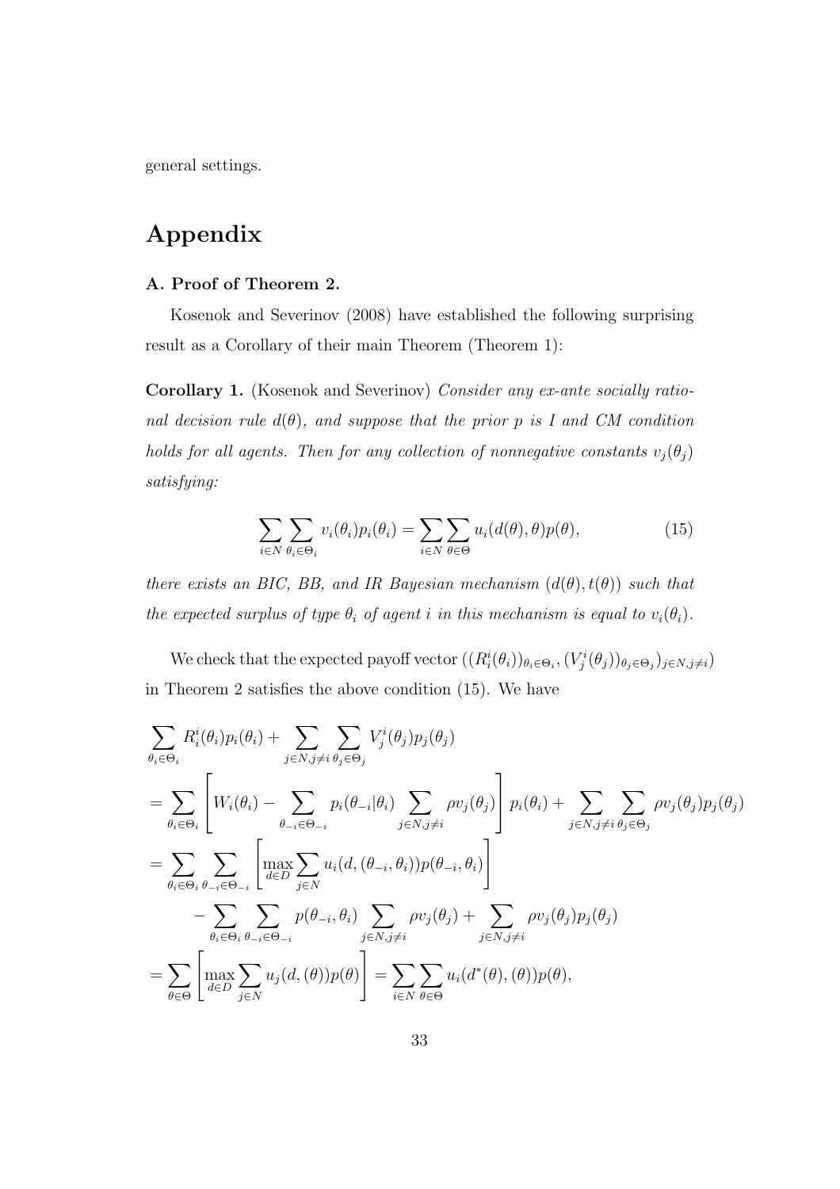general settings.

# Appendix

### A. Proof of Theorem 2.

Kosenok and Severinov (2008) have established the following surprising result as a Corollary of their main Theorem (Theorem 1):

**Corollary 1.** (Kosenok and Severinov) *Consider any ex-ante socially rational decision rule $d(\theta)$, and suppose that the prior $p$ is I and CM condition holds for all agents. Then for any collection of nonnegative constants $v_j(\theta_j)$ satisfying:*

$$\sum_{i \in N} \sum_{\theta_i \in \Theta_i} v_i(\theta_i) p_i(\theta_i) = \sum_{i \in N} \sum_{\theta \in \Theta} u_i(d(\theta), \theta) p(\theta), \tag{15}$$

*there exists an BIC, BB, and IR Bayesian mechanism $(d(\theta), t(\theta))$ such that the expected surplus of type $\theta_i$ of agent $i$ in this mechanism is equal to $v_i(\theta_i)$.*

We check that the expected payoff vector $((R_i^i(\theta_i))_{\theta_i \in \Theta_i}, (V_j^i(\theta_j))_{\theta_j \in \Theta_j})_{j \in N, j \neq i})$ in Theorem 2 satisfies the above condition (15). We have

$$\begin{aligned}
&\sum_{\theta_i \in \Theta_i} R_i^i(\theta_i) p_i(\theta_i) + \sum_{j \in N, j \neq i} \sum_{\theta_j \in \Theta_j} V_j^i(\theta_j) p_j(\theta_j) \\
&= \sum_{\theta_i \in \Theta_i} \left[ W_i(\theta_i) - \sum_{\theta_{-i} \in \Theta_{-i}} p_i(\theta_{-i} | \theta_i) \sum_{j \in N, j \neq i} \rho v_j(\theta_j) \right] p_i(\theta_i) + \sum_{j \in N, j \neq i} \sum_{\theta_j \in \Theta_j} \rho v_j(\theta_j) p_j(\theta_j) \\
&= \sum_{\theta_i \in \Theta_i} \sum_{\theta_{-i} \in \Theta_{-i}} \left[ \max_{d \in D} \sum_{j \in N} u_i(d, (\theta_{-i}, \theta_i)) p(\theta_{-i}, \theta_i) \right] \\
&\qquad - \sum_{\theta_i \in \Theta_i} \sum_{\theta_{-i} \in \Theta_{-i}} p(\theta_{-i}, \theta_i) \sum_{j \in N, j \neq i} \rho v_j(\theta_j) + \sum_{j \in N, j \neq i} \rho v_j(\theta_j) p_j(\theta_j) \\
&= \sum_{\theta \in \Theta} \left[ \max_{d \in D} \sum_{j \in N} u_j(d, (\theta)) p(\theta) \right] = \sum_{i \in N} \sum_{\theta \in \Theta} u_i(d^*(\theta), (\theta)) p(\theta),
\end{aligned}$$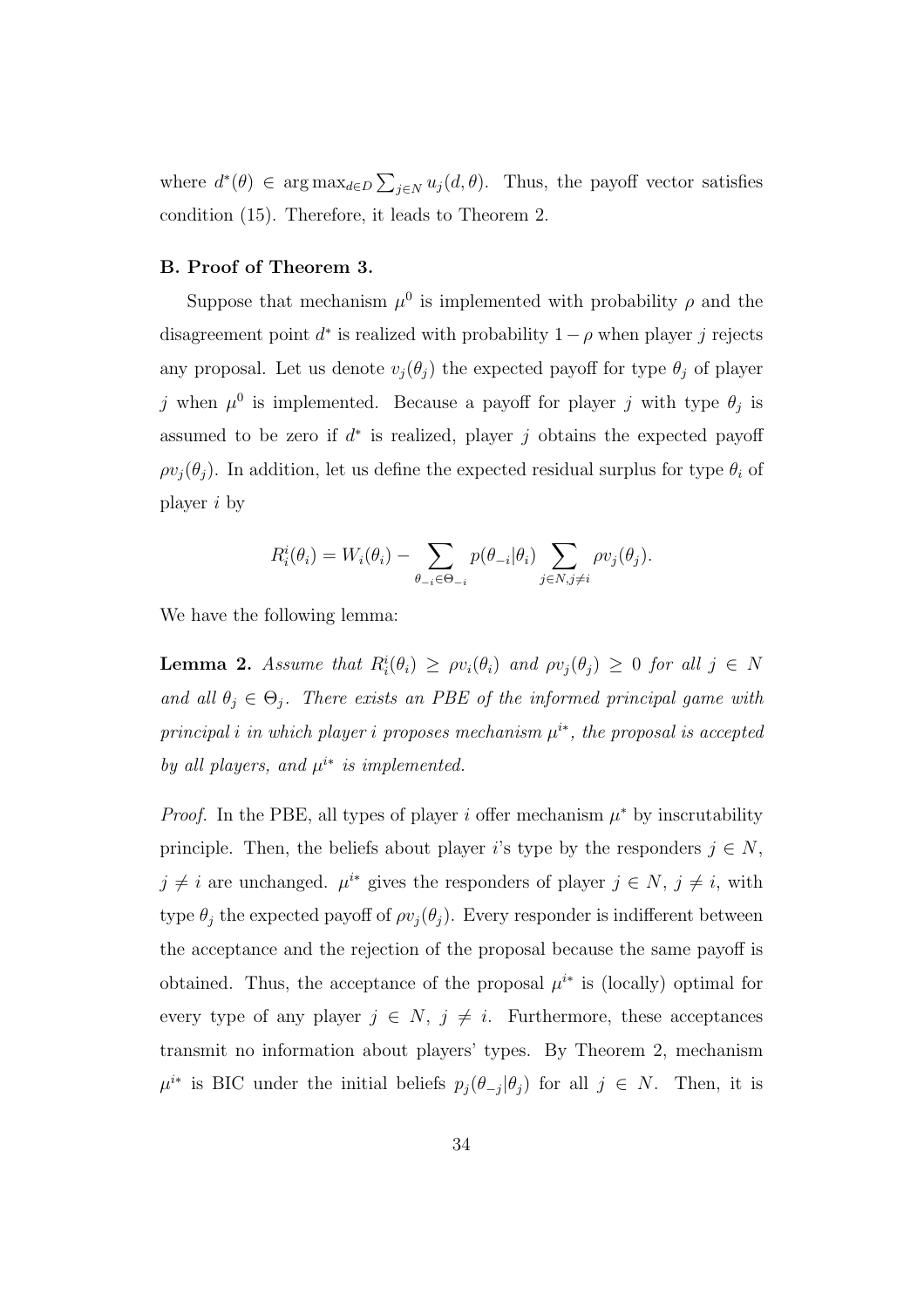where $d^*(\theta) \in \arg\max_{d \in D} \sum_{j \in N} u_j(d, \theta)$. Thus, the payoff vector satisfies condition (15). Therefore, it leads to Theorem 2.

### B. Proof of Theorem 3.

Suppose that mechanism $\mu^0$ is implemented with probability $\rho$ and the disagreement point $d^*$ is realized with probability $1 - \rho$ when player $j$ rejects any proposal. Let us denote $v_j(\theta_j)$ the expected payoff for type $\theta_j$ of player $j$ when $\mu^0$ is implemented. Because a payoff for player $j$ with type $\theta_j$ is assumed to be zero if $d^*$ is realized, player $j$ obtains the expected payoff $\rho v_j(\theta_j)$. In addition, let us define the expected residual surplus for type $\theta_i$ of player $i$ by

$$R_i^i(\theta_i) = W_i(\theta_i) - \sum_{\theta_{-i} \in \Theta_{-i}} p(\theta_{-i}|\theta_i) \sum_{j \in N, j \neq i} \rho v_j(\theta_j).$$

We have the following lemma:

**Lemma 2.** *Assume that $R_i^i(\theta_i) \geq \rho v_i(\theta_i)$ and $\rho v_j(\theta_j) \geq 0$ for all $j \in N$ and all $\theta_j \in \Theta_j$. There exists an PBE of the informed principal game with principal $i$ in which player $i$ proposes mechanism $\mu^{i*}$, the proposal is accepted by all players, and $\mu^{i*}$ is implemented.*

*Proof.* In the PBE, all types of player $i$ offer mechanism $\mu^*$ by inscrutability principle. Then, the beliefs about player $i$'s type by the responders $j \in N$, $j \neq i$ are unchanged. $\mu^{i*}$ gives the responders of player $j \in N$, $j \neq i$, with type $\theta_j$ the expected payoff of $\rho v_j(\theta_j)$. Every responder is indifferent between the acceptance and the rejection of the proposal because the same payoff is obtained. Thus, the acceptance of the proposal $\mu^{i*}$ is (locally) optimal for every type of any player $j \in N$, $j \neq i$. Furthermore, these acceptances transmit no information about players' types. By Theorem 2, mechanism $\mu^{i*}$ is BIC under the initial beliefs $p_j(\theta_{-j}|\theta_j)$ for all $j \in N$. Then, it is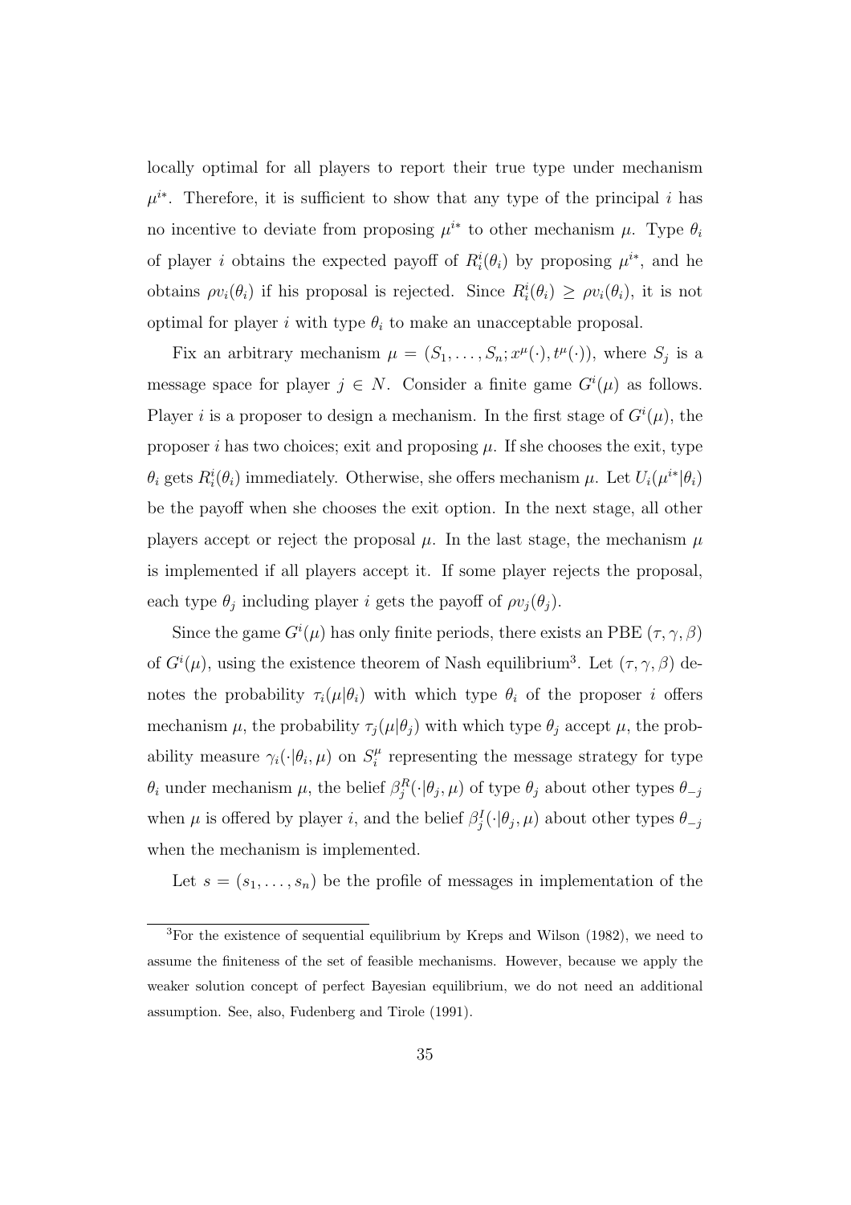locally optimal for all players to report their true type under mechanism $\mu^{i*}$. Therefore, it is sufficient to show that any type of the principal $i$ has no incentive to deviate from proposing $\mu^{i*}$ to other mechanism $\mu$. Type $\theta_i$ of player $i$ obtains the expected payoff of $R_i^i(\theta_i)$ by proposing $\mu^{i*}$, and he obtains $\rho v_i(\theta_i)$ if his proposal is rejected. Since $R_i^i(\theta_i) \geq \rho v_i(\theta_i)$, it is not optimal for player $i$ with type $\theta_i$ to make an unacceptable proposal.

Fix an arbitrary mechanism $\mu = (S_1, \ldots, S_n; x^\mu(\cdot), t^\mu(\cdot))$, where $S_j$ is a message space for player $j \in N$. Consider a finite game $G^i(\mu)$ as follows. Player $i$ is a proposer to design a mechanism. In the first stage of $G^i(\mu)$, the proposer $i$ has two choices; exit and proposing $\mu$. If she chooses the exit, type $\theta_i$ gets $R_i^i(\theta_i)$ immediately. Otherwise, she offers mechanism $\mu$. Let $U_i(\mu^{i*}|\theta_i)$ be the payoff when she chooses the exit option. In the next stage, all other players accept or reject the proposal $\mu$. In the last stage, the mechanism $\mu$ is implemented if all players accept it. If some player rejects the proposal, each type $\theta_j$ including player $i$ gets the payoff of $\rho v_j(\theta_j)$.

Since the game $G^i(\mu)$ has only finite periods, there exists an PBE $(\tau, \gamma, \beta)$ of $G^i(\mu)$, using the existence theorem of Nash equilibrium[3]. Let $(\tau, \gamma, \beta)$ denotes the probability $\tau_i(\mu|\theta_i)$ with which type $\theta_i$ of the proposer $i$ offers mechanism $\mu$, the probability $\tau_j(\mu|\theta_j)$ with which type $\theta_j$ accept $\mu$, the probability measure $\gamma_i(\cdot|\theta_i, \mu)$ on $S_i^\mu$ representing the message strategy for type $\theta_i$ under mechanism $\mu$, the belief $\beta_j^R(\cdot|\theta_j, \mu)$ of type $\theta_j$ about other types $\theta_{-j}$ when $\mu$ is offered by player $i$, and the belief $\beta_j^I(\cdot|\theta_j, \mu)$ about other types $\theta_{-j}$ when the mechanism is implemented.

Let $s = (s_1, \ldots, s_n)$ be the profile of messages in implementation of the

[3]For the existence of sequential equilibrium by Kreps and Wilson (1982), we need to assume the finiteness of the set of feasible mechanisms. However, because we apply the weaker solution concept of perfect Bayesian equilibrium, we do not need an additional assumption. See, also, Fudenberg and Tirole (1991).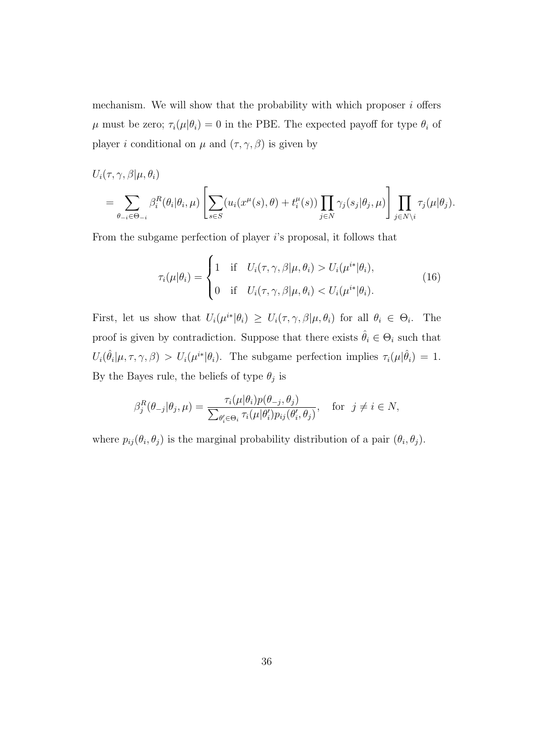mechanism. We will show that the probability with which proposer $i$ offers $\mu$ must be zero; $\tau_i(\mu|\theta_i) = 0$ in the PBE. The expected payoff for type $\theta_i$ of player $i$ conditional on $\mu$ and $(\tau, \gamma, \beta)$ is given by

$$
\begin{aligned}
&U_i(\tau, \gamma, \beta|\mu, \theta_i) \\
&= \sum_{\theta_{-i} \in \Theta_{-i}} \beta_i^R(\theta_i|\theta_i, \mu) \left[ \sum_{s \in S} (u_i(x^\mu(s), \theta) + t_i^\mu(s)) \prod_{j \in N} \gamma_j(s_j|\theta_j, \mu) \right] \prod_{j \in N \setminus i} \tau_j(\mu|\theta_j).
\end{aligned}
$$

From the subgame perfection of player $i$'s proposal, it follows that

$$
\tau_i(\mu|\theta_i) = \begin{cases} 1 & \text{if} \quad U_i(\tau, \gamma, \beta|\mu, \theta_i) > U_i(\mu^{i*}|\theta_i), \\ 0 & \text{if} \quad U_i(\tau, \gamma, \beta|\mu, \theta_i) < U_i(\mu^{i*}|\theta_i). \end{cases} \tag{16}
$$

First, let us show that $U_i(\mu^{i*}|\theta_i) \geq U_i(\tau, \gamma, \beta|\mu, \theta_i)$ for all $\theta_i \in \Theta_i$. The proof is given by contradiction. Suppose that there exists $\hat{\theta}_i \in \Theta_i$ such that $U_i(\hat{\theta}_i|\mu, \tau, \gamma, \beta) > U_i(\mu^{i*}|\theta_i)$. The subgame perfection implies $\tau_i(\mu|\hat{\theta}_i) = 1$. By the Bayes rule, the beliefs of type $\theta_j$ is

$$
\beta_j^R(\theta_{-j}|\theta_j, \mu) = \frac{\tau_i(\mu|\theta_i) p(\theta_{-j}, \theta_j)}{\sum_{\theta_i' \in \Theta_i} \tau_i(\mu|\theta_i') p_{ij}(\theta_i', \theta_j)}, \quad \text{for} \quad j \neq i \in N,
$$

where $p_{ij}(\theta_i, \theta_j)$ is the marginal probability distribution of a pair $(\theta_i, \theta_j)$.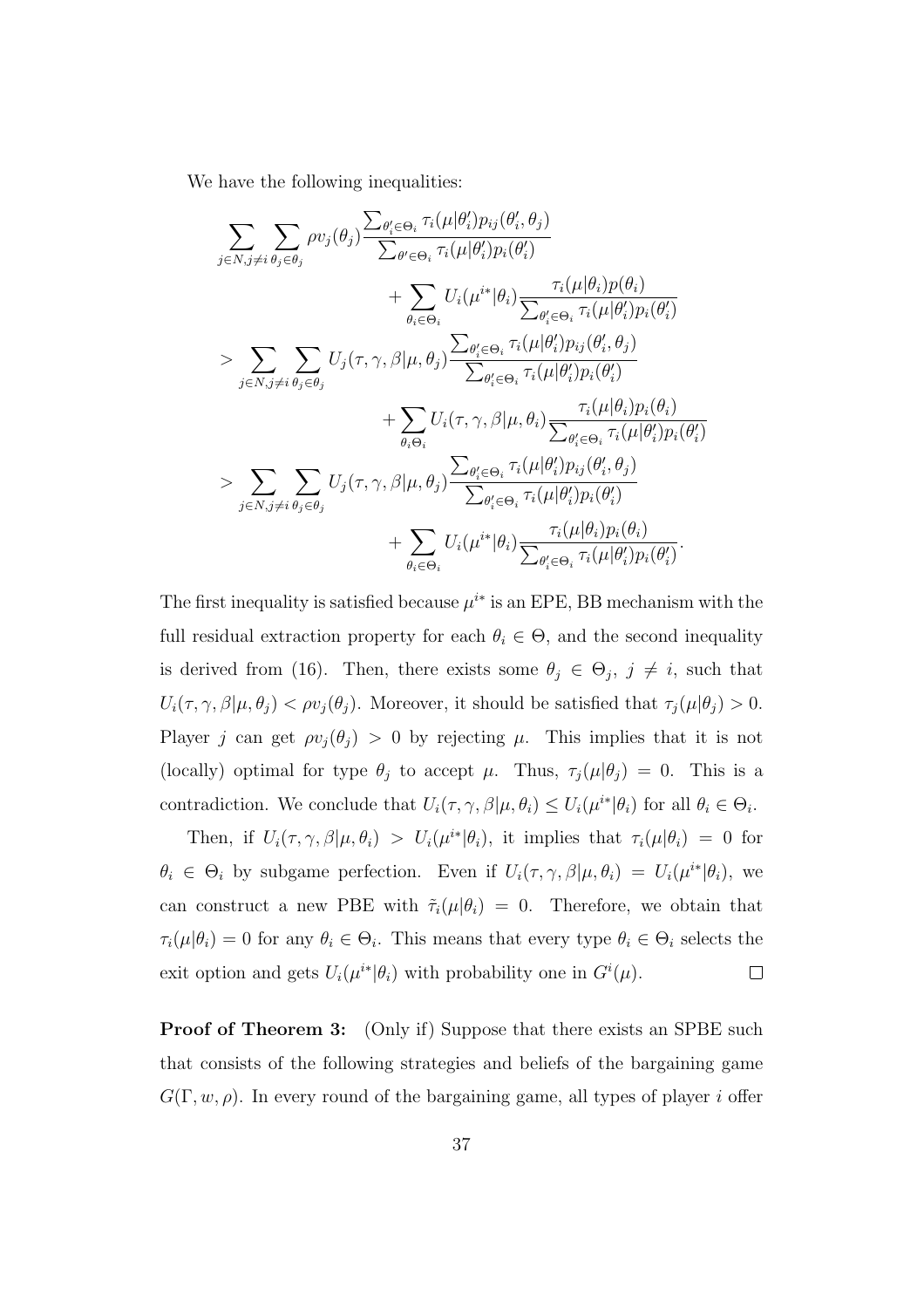We have the following inequalities:

$$
\begin{aligned}
&\sum_{j\in N, j\neq i}\sum_{\theta_j\in\theta_j} \rho v_j(\theta_j)\frac{\sum_{\theta_i'\in\Theta_i}\tau_i(\mu|\theta_i')p_{ij}(\theta_i',\theta_j)}{\sum_{\theta'\in\Theta_i}\tau_i(\mu|\theta_i')p_i(\theta_i')} \\
&\qquad\qquad + \sum_{\theta_i\in\Theta_i} U_i(\mu^{i*}|\theta_i)\frac{\tau_i(\mu|\theta_i)p(\theta_i)}{\sum_{\theta_i'\in\Theta_i}\tau_i(\mu|\theta_i')p_i(\theta_i')} \\
&> \sum_{j\in N, j\neq i}\sum_{\theta_j\in\theta_j} U_j(\tau,\gamma,\beta|\mu,\theta_j)\frac{\sum_{\theta_i'\in\Theta_i}\tau_i(\mu|\theta_i')p_{ij}(\theta_i',\theta_j)}{\sum_{\theta_i'\in\Theta_i}\tau_i(\mu|\theta_i')p_i(\theta_i')} \\
&\qquad\qquad + \sum_{\theta_i\Theta_i} U_i(\tau,\gamma,\beta|\mu,\theta_i)\frac{\tau_i(\mu|\theta_i)p_i(\theta_i)}{\sum_{\theta_i'\in\Theta_i}\tau_i(\mu|\theta_i')p_i(\theta_i')} \\
&> \sum_{j\in N, j\neq i}\sum_{\theta_j\in\theta_j} U_j(\tau,\gamma,\beta|\mu,\theta_j)\frac{\sum_{\theta_i'\in\Theta_i}\tau_i(\mu|\theta_i')p_{ij}(\theta_i',\theta_j)}{\sum_{\theta_i'\in\Theta_i}\tau_i(\mu|\theta_i')p_i(\theta_i')} \\
&\qquad\qquad + \sum_{\theta_i\in\Theta_i} U_i(\mu^{i*}|\theta_i)\frac{\tau_i(\mu|\theta_i)p_i(\theta_i)}{\sum_{\theta_i'\in\Theta_i}\tau_i(\mu|\theta_i')p_i(\theta_i')}.
\end{aligned}
$$

The first inequality is satisfied because $\mu^{i*}$ is an EPE, BB mechanism with the full residual extraction property for each $\theta_i \in \Theta$, and the second inequality is derived from (16). Then, there exists some $\theta_j \in \Theta_j$, $j \neq i$, such that $U_i(\tau,\gamma,\beta|\mu,\theta_j) < \rho v_j(\theta_j)$. Moreover, it should be satisfied that $\tau_j(\mu|\theta_j) > 0$. Player $j$ can get $\rho v_j(\theta_j) > 0$ by rejecting $\mu$. This implies that it is not (locally) optimal for type $\theta_j$ to accept $\mu$. Thus, $\tau_j(\mu|\theta_j) = 0$. This is a contradiction. We conclude that $U_i(\tau,\gamma,\beta|\mu,\theta_i) \leq U_i(\mu^{i*}|\theta_i)$ for all $\theta_i \in \Theta_i$.

Then, if $U_i(\tau,\gamma,\beta|\mu,\theta_i) > U_i(\mu^{i*}|\theta_i)$, it implies that $\tau_i(\mu|\theta_i) = 0$ for $\theta_i \in \Theta_i$ by subgame perfection. Even if $U_i(\tau,\gamma,\beta|\mu,\theta_i) = U_i(\mu^{i*}|\theta_i)$, we can construct a new PBE with $\tilde{\tau}_i(\mu|\theta_i) = 0$. Therefore, we obtain that $\tau_i(\mu|\theta_i) = 0$ for any $\theta_i \in \Theta_i$. This means that every type $\theta_i \in \Theta_i$ selects the exit option and gets $U_i(\mu^{i*}|\theta_i)$ with probability one in $G^i(\mu)$. $\square$

**Proof of Theorem 3:** (Only if) Suppose that there exists an SPBE such that consists of the following strategies and beliefs of the bargaining game $G(\Gamma, w, \rho)$. In every round of the bargaining game, all types of player $i$ offer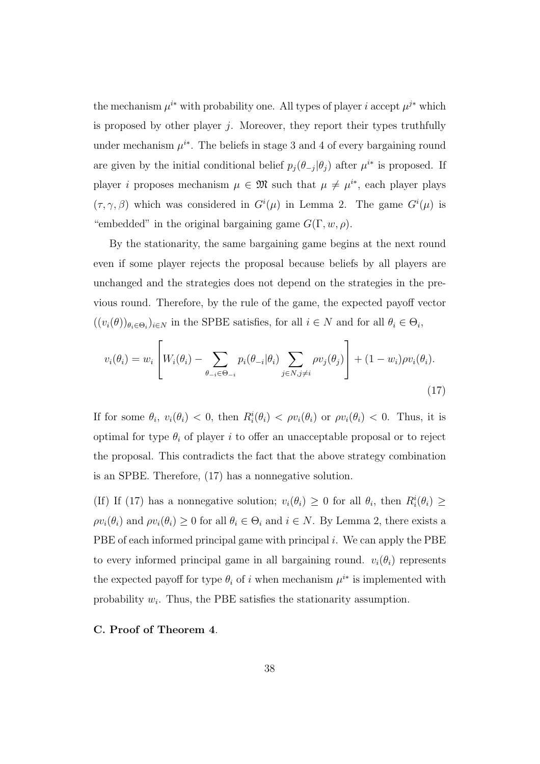the mechanism $\mu^{i*}$ with probability one. All types of player $i$ accept $\mu^{j*}$ which is proposed by other player $j$. Moreover, they report their types truthfully under mechanism $\mu^{i*}$. The beliefs in stage 3 and 4 of every bargaining round are given by the initial conditional belief $p_j(\theta_{-j}|\theta_j)$ after $\mu^{i*}$ is proposed. If player $i$ proposes mechanism $\mu \in \mathfrak{M}$ such that $\mu \neq \mu^{i*}$, each player plays $(\tau, \gamma, \beta)$ which was considered in $G^i(\mu)$ in Lemma 2. The game $G^i(\mu)$ is "embedded" in the original bargaining game $G(\Gamma, w, \rho)$.

By the stationarity, the same bargaining game begins at the next round even if some player rejects the proposal because beliefs by all players are unchanged and the strategies does not depend on the strategies in the previous round. Therefore, by the rule of the game, the expected payoff vector $((v_i(\theta))_{\theta_i \in \Theta_i})_{i \in N}$ in the SPBE satisfies, for all $i \in N$ and for all $\theta_i \in \Theta_i$,

$$v_i(\theta_i) = w_i \left[ W_i(\theta_i) - \sum_{\theta_{-i} \in \Theta_{-i}} p_i(\theta_{-i}|\theta_i) \sum_{j \in N, j \neq i} \rho v_j(\theta_j) \right] + (1 - w_i)\rho v_i(\theta_i). \tag{17}$$

If for some $\theta_i$, $v_i(\theta_i) < 0$, then $R_i^i(\theta_i) < \rho v_i(\theta_i)$ or $\rho v_i(\theta_i) < 0$. Thus, it is optimal for type $\theta_i$ of player $i$ to offer an unacceptable proposal or to reject the proposal. This contradicts the fact that the above strategy combination is an SPBE. Therefore, (17) has a nonnegative solution.

(If) If (17) has a nonnegative solution; $v_i(\theta_i) \geq 0$ for all $\theta_i$, then $R_i^i(\theta_i) \geq \rho v_i(\theta_i)$ and $\rho v_i(\theta_i) \geq 0$ for all $\theta_i \in \Theta_i$ and $i \in N$. By Lemma 2, there exists a PBE of each informed principal game with principal $i$. We can apply the PBE to every informed principal game in all bargaining round. $v_i(\theta_i)$ represents the expected payoff for type $\theta_i$ of $i$ when mechanism $\mu^{i*}$ is implemented with probability $w_i$. Thus, the PBE satisfies the stationarity assumption.

**C. Proof of Theorem 4**.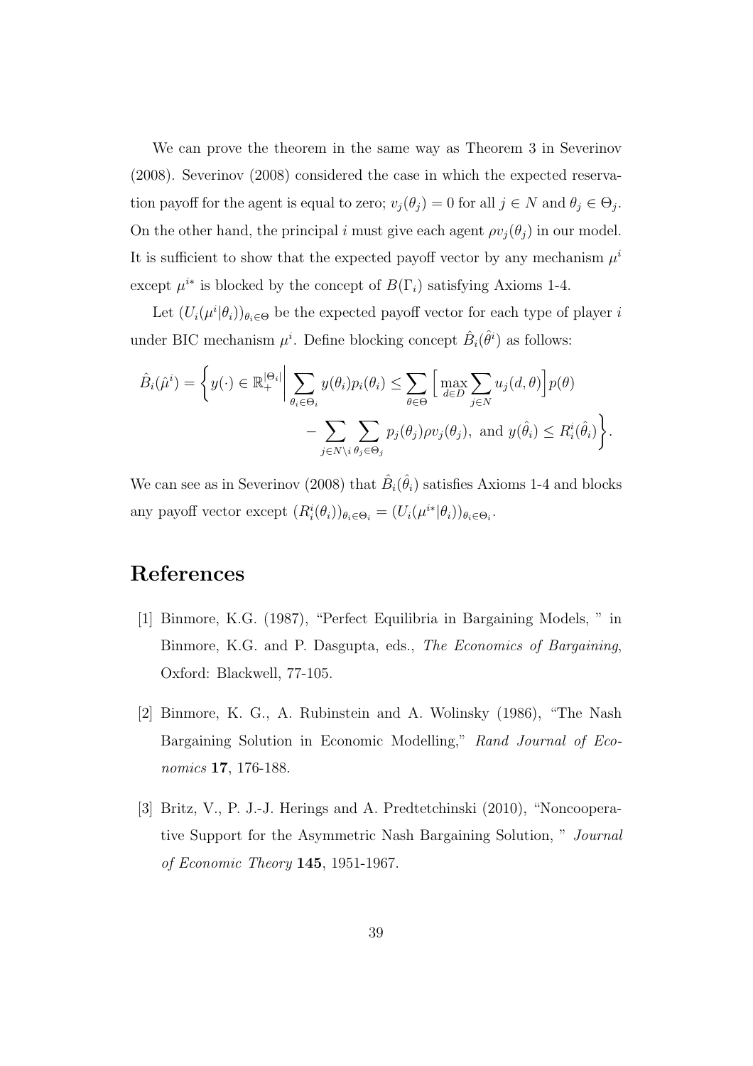We can prove the theorem in the same way as Theorem 3 in Severinov (2008). Severinov (2008) considered the case in which the expected reservation payoff for the agent is equal to zero; $v_j(\theta_j) = 0$ for all $j \in N$ and $\theta_j \in \Theta_j$. On the other hand, the principal $i$ must give each agent $\rho v_j(\theta_j)$ in our model. It is sufficient to show that the expected payoff vector by any mechanism $\mu^i$ except $\mu^{i*}$ is blocked by the concept of $B(\Gamma_i)$ satisfying Axioms 1-4.

Let $(U_i(\mu^i|\theta_i))_{\theta_i \in \Theta}$ be the expected payoff vector for each type of player $i$ under BIC mechanism $\mu^i$. Define blocking concept $\hat{B}_i(\hat{\theta}^i)$ as follows:

$$\hat{B}_i(\hat{\mu}^i) = \left\{ y(\cdot) \in \mathbb{R}_+^{|\Theta_i|} \middle| \sum_{\theta_i \in \Theta_i} y(\theta_i) p_i(\theta_i) \leq \sum_{\theta \in \Theta} \Big[ \max_{d \in D} \sum_{j \in N} u_j(d, \theta) \Big] p(\theta) - \sum_{j \in N \setminus i} \sum_{\theta_j \in \Theta_j} p_j(\theta_j) \rho v_j(\theta_j), \text{ and } y(\hat{\theta}_i) \leq R_i^i(\hat{\theta}_i) \right\}.$$

We can see as in Severinov (2008) that $\hat{B}_i(\hat{\theta}_i)$ satisfies Axioms 1-4 and blocks any payoff vector except $(R_i^i(\theta_i))_{\theta_i \in \Theta_i} = (U_i(\mu^{i*}|\theta_i))_{\theta_i \in \Theta_i}$.

# References

[1] Binmore, K.G. (1987), "Perfect Equilibria in Bargaining Models, " in Binmore, K.G. and P. Dasgupta, eds., *The Economics of Bargaining*, Oxford: Blackwell, 77-105.

[2] Binmore, K. G., A. Rubinstein and A. Wolinsky (1986), "The Nash Bargaining Solution in Economic Modelling," *Rand Journal of Economics* **17**, 176-188.

[3] Britz, V., P. J.-J. Herings and A. Predtetchinski (2010), "Noncooperative Support for the Asymmetric Nash Bargaining Solution, " *Journal of Economic Theory* **145**, 1951-1967.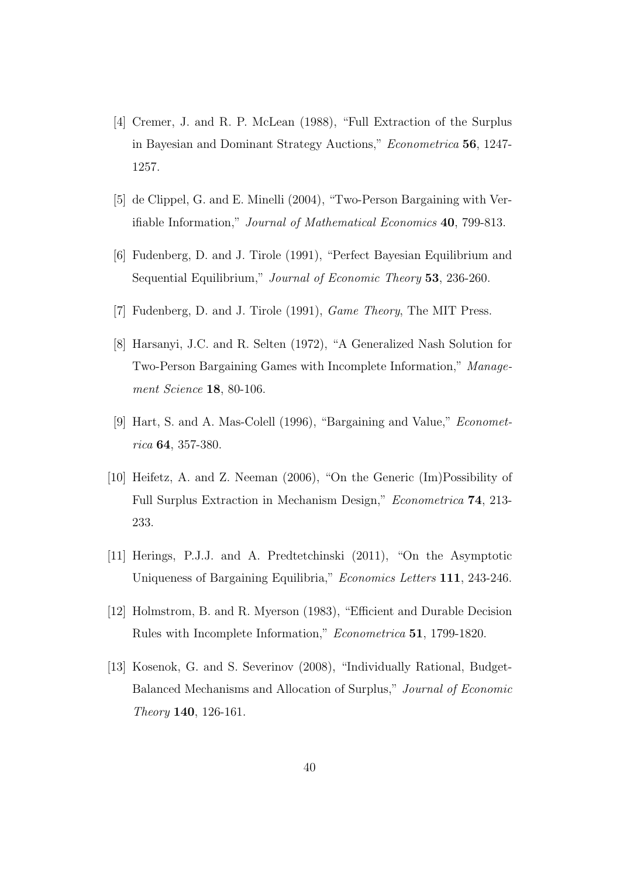[4] Cremer, J. and R. P. McLean (1988), "Full Extraction of the Surplus in Bayesian and Dominant Strategy Auctions," *Econometrica* **56**, 1247-1257.

[5] de Clippel, G. and E. Minelli (2004), "Two-Person Bargaining with Verifiable Information," *Journal of Mathematical Economics* **40**, 799-813.

[6] Fudenberg, D. and J. Tirole (1991), "Perfect Bayesian Equilibrium and Sequential Equilibrium," *Journal of Economic Theory* **53**, 236-260.

[7] Fudenberg, D. and J. Tirole (1991), *Game Theory*, The MIT Press.

[8] Harsanyi, J.C. and R. Selten (1972), "A Generalized Nash Solution for Two-Person Bargaining Games with Incomplete Information," *Management Science* **18**, 80-106.

[9] Hart, S. and A. Mas-Colell (1996), "Bargaining and Value," *Econometrica* **64**, 357-380.

[10] Heifetz, A. and Z. Neeman (2006), "On the Generic (Im)Possibility of Full Surplus Extraction in Mechanism Design," *Econometrica* **74**, 213-233.

[11] Herings, P.J.J. and A. Predtetchinski (2011), "On the Asymptotic Uniqueness of Bargaining Equilibria," *Economics Letters* **111**, 243-246.

[12] Holmstrom, B. and R. Myerson (1983), "Efficient and Durable Decision Rules with Incomplete Information," *Econometrica* **51**, 1799-1820.

[13] Kosenok, G. and S. Severinov (2008), "Individually Rational, Budget-Balanced Mechanisms and Allocation of Surplus," *Journal of Economic Theory* **140**, 126-161.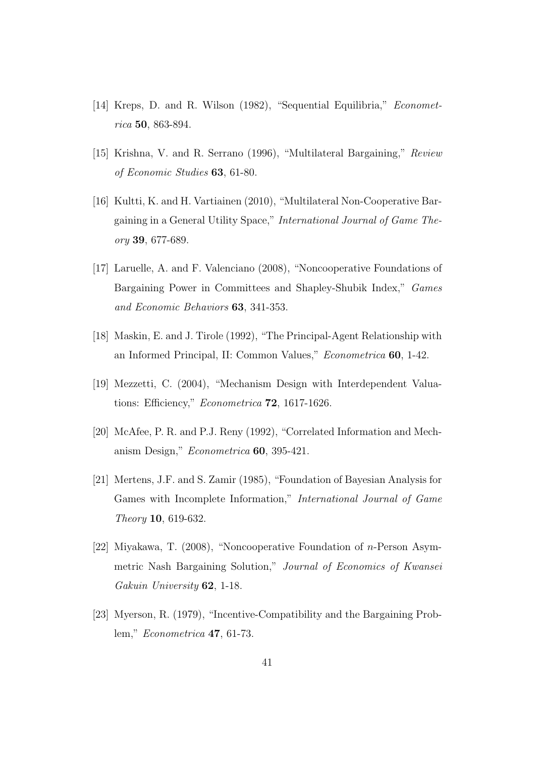[14] Kreps, D. and R. Wilson (1982), "Sequential Equilibria," *Econometrica* **50**, 863-894.

[15] Krishna, V. and R. Serrano (1996), "Multilateral Bargaining," *Review of Economic Studies* **63**, 61-80.

[16] Kultti, K. and H. Vartiainen (2010), "Multilateral Non-Cooperative Bargaining in a General Utility Space," *International Journal of Game Theory* **39**, 677-689.

[17] Laruelle, A. and F. Valenciano (2008), "Noncooperative Foundations of Bargaining Power in Committees and Shapley-Shubik Index," *Games and Economic Behaviors* **63**, 341-353.

[18] Maskin, E. and J. Tirole (1992), "The Principal-Agent Relationship with an Informed Principal, II: Common Values," *Econometrica* **60**, 1-42.

[19] Mezzetti, C. (2004), "Mechanism Design with Interdependent Valuations: Efficiency," *Econometrica* **72**, 1617-1626.

[20] McAfee, P. R. and P.J. Reny (1992), "Correlated Information and Mechanism Design," *Econometrica* **60**, 395-421.

[21] Mertens, J.F. and S. Zamir (1985), "Foundation of Bayesian Analysis for Games with Incomplete Information," *International Journal of Game Theory* **10**, 619-632.

[22] Miyakawa, T. (2008), "Noncooperative Foundation of $n$-Person Asymmetric Nash Bargaining Solution," *Journal of Economics of Kwansei Gakuin University* **62**, 1-18.

[23] Myerson, R. (1979), "Incentive-Compatibility and the Bargaining Problem," *Econometrica* **47**, 61-73.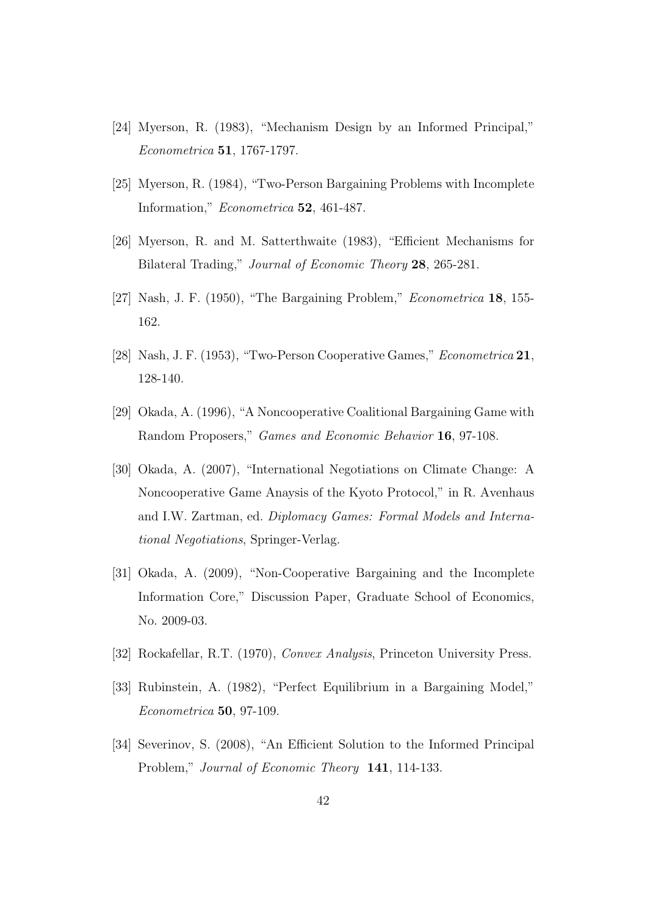[24] Myerson, R. (1983), "Mechanism Design by an Informed Principal," *Econometrica* **51**, 1767-1797.

[25] Myerson, R. (1984), "Two-Person Bargaining Problems with Incomplete Information," *Econometrica* **52**, 461-487.

[26] Myerson, R. and M. Satterthwaite (1983), "Efficient Mechanisms for Bilateral Trading," *Journal of Economic Theory* **28**, 265-281.

[27] Nash, J. F. (1950), "The Bargaining Problem," *Econometrica* **18**, 155-162.

[28] Nash, J. F. (1953), "Two-Person Cooperative Games," *Econometrica* **21**, 128-140.

[29] Okada, A. (1996), "A Noncooperative Coalitional Bargaining Game with Random Proposers," *Games and Economic Behavior* **16**, 97-108.

[30] Okada, A. (2007), "International Negotiations on Climate Change: A Noncooperative Game Anaysis of the Kyoto Protocol," in R. Avenhaus and I.W. Zartman, ed. *Diplomacy Games: Formal Models and International Negotiations*, Springer-Verlag.

[31] Okada, A. (2009), "Non-Cooperative Bargaining and the Incomplete Information Core," Discussion Paper, Graduate School of Economics, No. 2009-03.

[32] Rockafellar, R.T. (1970), *Convex Analysis*, Princeton University Press.

[33] Rubinstein, A. (1982), "Perfect Equilibrium in a Bargaining Model," *Econometrica* **50**, 97-109.

[34] Severinov, S. (2008), "An Efficient Solution to the Informed Principal Problem," *Journal of Economic Theory* **141**, 114-133.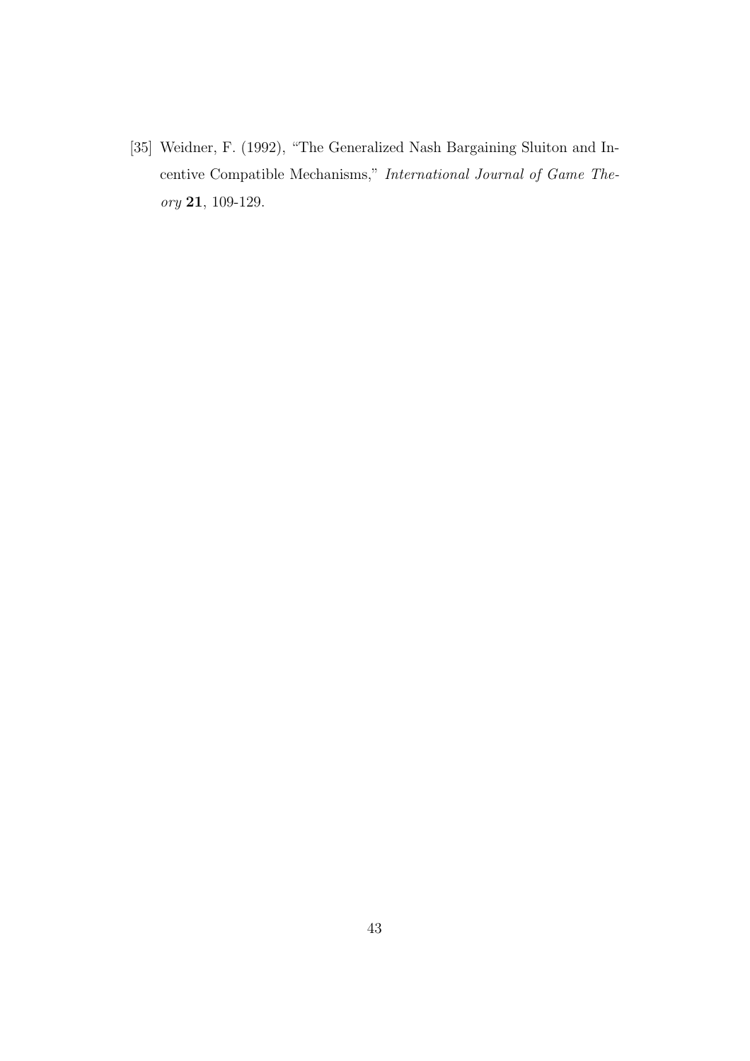[35] Weidner, F. (1992), "The Generalized Nash Bargaining Sluiton and Incentive Compatible Mechanisms," *International Journal of Game Theory* **21**, 109-129.